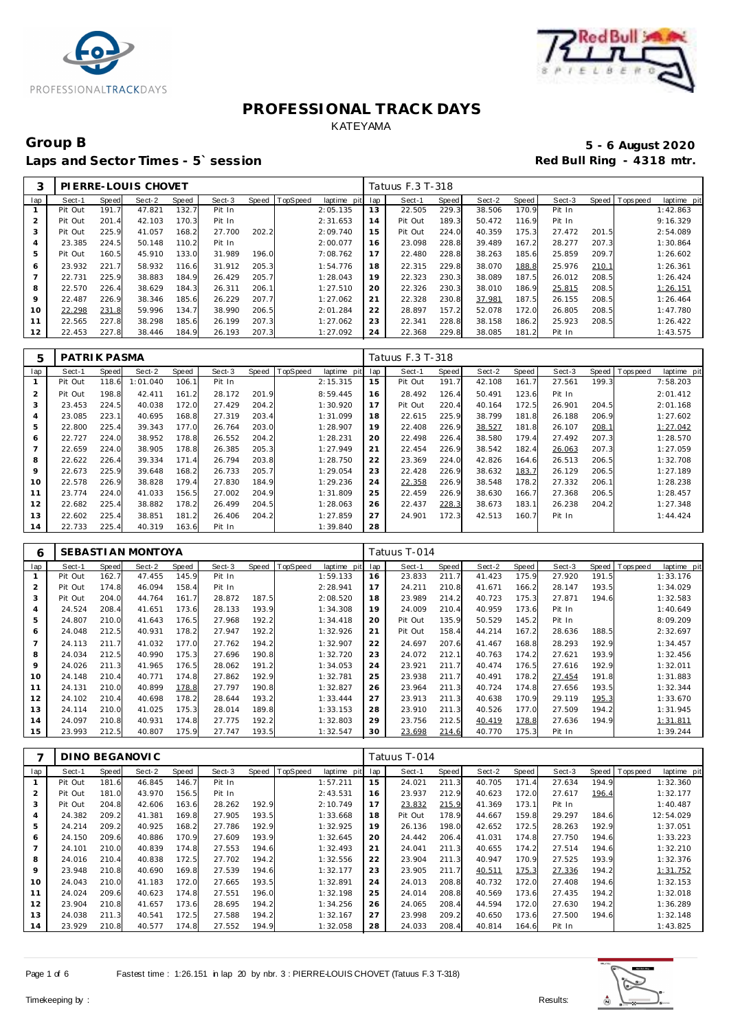# PROFESSIONAL TRACK DAYS

KATEYAMA

## Group B

**5 - 6 August 2020**

**Laps and Sector Times - 5` session**

**Red Bull Ring - 4318 mtr.**

| 3 | PIERRE-LOUIS CHOVET | | | | | | | | Tatuus F.3 T-318 | | | | | | | | |
|---|---|---|---|---|---|---|---|---|---|---|---|---|---|---|---|---|---|
| lap | Sect-1 | Speed | Sect-2 | Speed | Sect-3 | Speed | TopSpeed | laptime pit | lap | Sect-1 | Speed | Sect-2 | Speed | Sect-3 | Speed | Topspeed | laptime pit |
| 1 | Pit Out | 191.7 | 47.821 | 132.7 | Pit In | | | 2:05.135 | 13 | 22.505 | 229.3 | 38.506 | 170.9 | Pit In | | | 1:42.863 |
| 2 | Pit Out | 201.4 | 42.103 | 170.3 | Pit In | | | 2:31.653 | 14 | Pit Out | 189.3 | 50.472 | 116.9 | Pit In | | | 9:16.329 |
| 3 | Pit Out | 225.9 | 41.057 | 168.2 | 27.700 | 202.2 | | 2:09.740 | 15 | Pit Out | 224.0 | 40.359 | 175.3 | 27.472 | 201.5 | | 2:54.089 |
| 4 | 23.385 | 224.5 | 50.148 | 110.2 | Pit In | | | 2:00.077 | 16 | 23.098 | 228.8 | 39.489 | 167.2 | 28.277 | 207.3 | | 1:30.864 |
| 5 | Pit Out | 160.5 | 45.910 | 133.0 | 31.989 | 196.0 | | 7:08.762 | 17 | 22.480 | 228.8 | 38.263 | 185.6 | 25.859 | 209.7 | | 1:26.602 |
| 6 | 23.932 | 221.7 | 58.932 | 116.6 | 31.912 | 205.3 | | 1:54.776 | 18 | 22.315 | 229.8 | 38.070 | 188.8 | 25.976 | 210.1 | | 1:26.361 |
| 7 | 22.731 | 225.9 | 38.883 | 184.9 | 26.429 | 205.7 | | 1:28.043 | 19 | 22.323 | 230.3 | 38.089 | 187.5 | 26.012 | 208.5 | | 1:26.424 |
| 8 | 22.570 | 226.4 | 38.629 | 184.3 | 26.311 | 206.1 | | 1:27.510 | 20 | 22.326 | 230.3 | 38.010 | 186.9 | 25.815 | 208.5 | | 1:26.151 |
| 9 | 22.487 | 226.9 | 38.346 | 185.6 | 26.229 | 207.7 | | 1:27.062 | 21 | 22.328 | 230.8 | 37.981 | 187.5 | 26.155 | 208.5 | | 1:26.464 |
| 10 | 22.298 | 231.8 | 59.996 | 134.7 | 38.990 | 206.5 | | 2:01.284 | 22 | 28.897 | 157.2 | 52.078 | 172.0 | 26.805 | 208.5 | | 1:47.780 |
| 11 | 22.565 | 227.8 | 38.298 | 185.6 | 26.199 | 207.3 | | 1:27.062 | 23 | 22.341 | 228.8 | 38.158 | 186.2 | 25.923 | 208.5 | | 1:26.422 |
| 12 | 22.453 | 227.8 | 38.446 | 184.9 | 26.193 | 207.3 | | 1:27.092 | 24 | 22.368 | 229.8 | 38.085 | 181.2 | Pit In | | | 1:43.575 |

| 5 | PATRIK PASMA | | | | | | | | Tatuus F.3 T-318 | | | | | | | | |
|---|---|---|---|---|---|---|---|---|---|---|---|---|---|---|---|---|---|
| lap | Sect-1 | Speed | Sect-2 | Speed | Sect-3 | Speed | TopSpeed | laptime pit | lap | Sect-1 | Speed | Sect-2 | Speed | Sect-3 | Speed | Topspeed | laptime pit |
| 1 | Pit Out | 118.6 | 1:01.040 | 106.1 | Pit In | | | 2:15.315 | 15 | Pit Out | 191.7 | 42.108 | 161.7 | 27.561 | 199.3 | | 7:58.203 |
| 2 | Pit Out | 198.8 | 42.411 | 161.2 | 28.172 | 201.9 | | 8:59.445 | 16 | 28.492 | 126.4 | 50.491 | 123.6 | Pit In | | | 2:01.412 |
| 3 | 23.453 | 224.5 | 40.038 | 172.0 | 27.429 | 204.2 | | 1:30.920 | 17 | Pit Out | 220.4 | 40.164 | 172.5 | 26.901 | 204.5 | | 2:01.168 |
| 4 | 23.085 | 223.1 | 40.695 | 168.8 | 27.319 | 203.4 | | 1:31.099 | 18 | 22.615 | 225.9 | 38.799 | 181.8 | 26.188 | 206.9 | | 1:27.602 |
| 5 | 22.800 | 225.4 | 39.343 | 177.0 | 26.764 | 203.0 | | 1:28.907 | 19 | 22.408 | 226.9 | 38.527 | 181.8 | 26.107 | 208.1 | | 1:27.042 |
| 6 | 22.727 | 224.0 | 38.952 | 178.8 | 26.552 | 204.2 | | 1:28.231 | 20 | 22.498 | 226.4 | 38.580 | 179.4 | 27.492 | 207.3 | | 1:28.570 |
| 7 | 22.659 | 224.0 | 38.905 | 178.8 | 26.385 | 205.3 | | 1:27.949 | 21 | 22.454 | 226.9 | 38.542 | 182.4 | 26.063 | 207.3 | | 1:27.059 |
| 8 | 22.622 | 226.4 | 39.334 | 171.4 | 26.794 | 203.8 | | 1:28.750 | 22 | 23.369 | 224.0 | 42.826 | 164.6 | 26.513 | 206.5 | | 1:32.708 |
| 9 | 22.673 | 225.9 | 39.648 | 168.2 | 26.733 | 205.7 | | 1:29.054 | 23 | 22.428 | 226.9 | 38.632 | 183.7 | 26.129 | 206.5 | | 1:27.189 |
| 10 | 22.578 | 226.9 | 38.828 | 179.4 | 27.830 | 184.9 | | 1:29.236 | 24 | 22.358 | 226.9 | 38.548 | 178.2 | 27.332 | 206.1 | | 1:28.238 |
| 11 | 23.774 | 224.0 | 41.033 | 156.5 | 27.002 | 204.9 | | 1:31.809 | 25 | 22.459 | 226.9 | 38.630 | 166.7 | 27.368 | 206.5 | | 1:28.457 |
| 12 | 22.682 | 225.4 | 38.882 | 178.2 | 26.499 | 204.5 | | 1:28.063 | 26 | 22.437 | 228.3 | 38.673 | 183.1 | 26.238 | 204.2 | | 1:27.348 |
| 13 | 22.602 | 225.4 | 38.851 | 181.2 | 26.406 | 204.2 | | 1:27.859 | 27 | 24.901 | 172.3 | 42.513 | 160.7 | Pit In | | | 1:44.424 |
| 14 | 22.733 | 225.4 | 40.319 | 163.6 | Pit In | | | 1:39.840 | 28 | | | | | | | | |

| 6 | SEBASTIAN MONTOYA | | | | | | | | Tatuus T-014 | | | | | | | | |
|---|---|---|---|---|---|---|---|---|---|---|---|---|---|---|---|---|---|
| lap | Sect-1 | Speed | Sect-2 | Speed | Sect-3 | Speed | TopSpeed | laptime pit | lap | Sect-1 | Speed | Sect-2 | Speed | Sect-3 | Speed | Topspeed | laptime pit |
| 1 | Pit Out | 162.7 | 47.455 | 145.9 | Pit In | | | 1:59.133 | 16 | 23.833 | 211.7 | 41.423 | 175.9 | 27.920 | 191.5 | | 1:33.176 |
| 2 | Pit Out | 174.8 | 46.094 | 158.4 | Pit In | | | 2:28.941 | 17 | 24.211 | 210.8 | 41.671 | 166.2 | 28.147 | 193.5 | | 1:34.029 |
| 3 | Pit Out | 204.0 | 44.764 | 161.7 | 28.872 | 187.5 | | 2:08.520 | 18 | 23.989 | 214.2 | 40.723 | 175.3 | 27.871 | 194.6 | | 1:32.583 |
| 4 | 24.524 | 208.4 | 41.651 | 173.6 | 28.133 | 193.9 | | 1:34.308 | 19 | 24.009 | 210.4 | 40.959 | 173.6 | Pit In | | | 1:40.649 |
| 5 | 24.807 | 210.0 | 41.643 | 176.5 | 27.968 | 192.2 | | 1:34.418 | 20 | Pit Out | 135.9 | 50.529 | 145.2 | Pit In | | | 8:09.209 |
| 6 | 24.048 | 212.5 | 40.931 | 178.2 | 27.947 | 192.2 | | 1:32.926 | 21 | Pit Out | 158.4 | 44.214 | 167.2 | 28.636 | 188.5 | | 2:32.697 |
| 7 | 24.113 | 211.7 | 41.032 | 177.0 | 27.762 | 194.2 | | 1:32.907 | 22 | 24.697 | 207.6 | 41.467 | 168.8 | 28.293 | 192.9 | | 1:34.457 |
| 8 | 24.034 | 212.5 | 40.990 | 175.3 | 27.696 | 190.8 | | 1:32.720 | 23 | 24.072 | 212.1 | 40.763 | 174.2 | 27.621 | 193.9 | | 1:32.456 |
| 9 | 24.026 | 211.3 | 41.965 | 176.5 | 28.062 | 191.2 | | 1:34.053 | 24 | 23.921 | 211.7 | 40.474 | 176.5 | 27.616 | 192.9 | | 1:32.011 |
| 10 | 24.148 | 210.4 | 40.771 | 174.8 | 27.862 | 192.9 | | 1:32.781 | 25 | 23.938 | 211.7 | 40.491 | 178.2 | 27.454 | 191.8 | | 1:31.883 |
| 11 | 24.131 | 210.0 | 40.899 | 178.8 | 27.797 | 190.8 | | 1:32.827 | 26 | 23.964 | 211.3 | 40.724 | 174.8 | 27.656 | 193.5 | | 1:32.344 |
| 12 | 24.102 | 210.4 | 40.698 | 178.2 | 28.644 | 193.2 | | 1:33.444 | 27 | 23.913 | 211.3 | 40.638 | 170.9 | 29.119 | 195.3 | | 1:33.670 |
| 13 | 24.114 | 210.0 | 41.025 | 175.3 | 28.014 | 189.8 | | 1:33.153 | 28 | 23.910 | 211.3 | 40.526 | 177.0 | 27.509 | 194.2 | | 1:31.945 |
| 14 | 24.097 | 210.8 | 40.931 | 174.8 | 27.775 | 192.2 | | 1:32.803 | 29 | 23.756 | 212.5 | 40.419 | 178.8 | 27.636 | 194.9 | | 1:31.811 |
| 15 | 23.993 | 212.5 | 40.807 | 175.9 | 27.747 | 193.5 | | 1:32.547 | 30 | 23.698 | 214.6 | 40.770 | 175.3 | Pit In | | | 1:39.244 |

| 7 | DINO BEGANOVIC | | | | | | | | Tatuus T-014 | | | | | | | | |
|---|---|---|---|---|---|---|---|---|---|---|---|---|---|---|---|---|---|
| lap | Sect-1 | Speed | Sect-2 | Speed | Sect-3 | Speed | TopSpeed | laptime pit | lap | Sect-1 | Speed | Sect-2 | Speed | Sect-3 | Speed | Topspeed | laptime pit |
| 1 | Pit Out | 181.6 | 46.845 | 146.7 | Pit In | | | 1:57.211 | 15 | 24.021 | 211.3 | 40.705 | 171.4 | 27.634 | 194.9 | | 1:32.360 |
| 2 | Pit Out | 181.0 | 43.970 | 156.5 | Pit In | | | 2:43.531 | 16 | 23.937 | 212.9 | 40.623 | 172.0 | 27.617 | 196.4 | | 1:32.177 |
| 3 | Pit Out | 204.8 | 42.606 | 163.6 | 28.262 | 192.9 | | 2:10.749 | 17 | 23.832 | 215.9 | 41.369 | 173.1 | Pit In | | | 1:40.487 |
| 4 | 24.382 | 209.2 | 41.381 | 169.8 | 27.905 | 193.5 | | 1:33.668 | 18 | Pit Out | 178.9 | 44.667 | 159.8 | 29.297 | 184.6 | | 12:54.029 |
| 5 | 24.214 | 209.2 | 40.925 | 168.2 | 27.786 | 192.9 | | 1:32.925 | 19 | 26.136 | 198.0 | 42.652 | 172.5 | 28.263 | 192.9 | | 1:37.051 |
| 6 | 24.150 | 209.6 | 40.886 | 170.9 | 27.609 | 193.9 | | 1:32.645 | 20 | 24.442 | 206.4 | 41.031 | 174.8 | 27.750 | 194.6 | | 1:33.223 |
| 7 | 24.101 | 210.0 | 40.839 | 174.8 | 27.553 | 194.6 | | 1:32.493 | 21 | 24.041 | 211.3 | 40.655 | 174.2 | 27.514 | 194.6 | | 1:32.210 |
| 8 | 24.016 | 210.4 | 40.838 | 172.5 | 27.702 | 194.2 | | 1:32.556 | 22 | 23.904 | 211.3 | 40.947 | 170.9 | 27.525 | 193.9 | | 1:32.376 |
| 9 | 23.948 | 210.8 | 40.690 | 169.8 | 27.539 | 194.6 | | 1:32.177 | 23 | 23.905 | 211.7 | 40.511 | 175.3 | 27.336 | 194.2 | | 1:31.752 |
| 10 | 24.043 | 210.0 | 41.183 | 172.0 | 27.665 | 193.5 | | 1:32.891 | 24 | 24.013 | 208.8 | 40.732 | 172.0 | 27.408 | 194.6 | | 1:32.153 |
| 11 | 24.024 | 209.6 | 40.623 | 174.8 | 27.551 | 196.0 | | 1:32.198 | 25 | 24.014 | 208.8 | 40.569 | 173.6 | 27.435 | 194.2 | | 1:32.018 |
| 12 | 23.904 | 210.8 | 41.657 | 173.6 | 28.695 | 194.2 | | 1:34.256 | 26 | 24.065 | 208.4 | 44.594 | 172.0 | 27.630 | 194.2 | | 1:36.289 |
| 13 | 24.038 | 211.3 | 40.541 | 172.5 | 27.588 | 194.2 | | 1:32.167 | 27 | 23.998 | 209.2 | 40.650 | 173.6 | 27.500 | 194.6 | | 1:32.148 |
| 14 | 23.929 | 210.8 | 40.577 | 174.8 | 27.552 | 194.9 | | 1:32.058 | 28 | 24.033 | 208.4 | 40.814 | 164.6 | Pit In | | | 1:43.825 |

Fastest time : 1:26.151 in lap 20 by nbr. 3 : PIERRE-LOUIS CHOVET (Tatuus F.3 T-318)

Timekeeping by :

Results: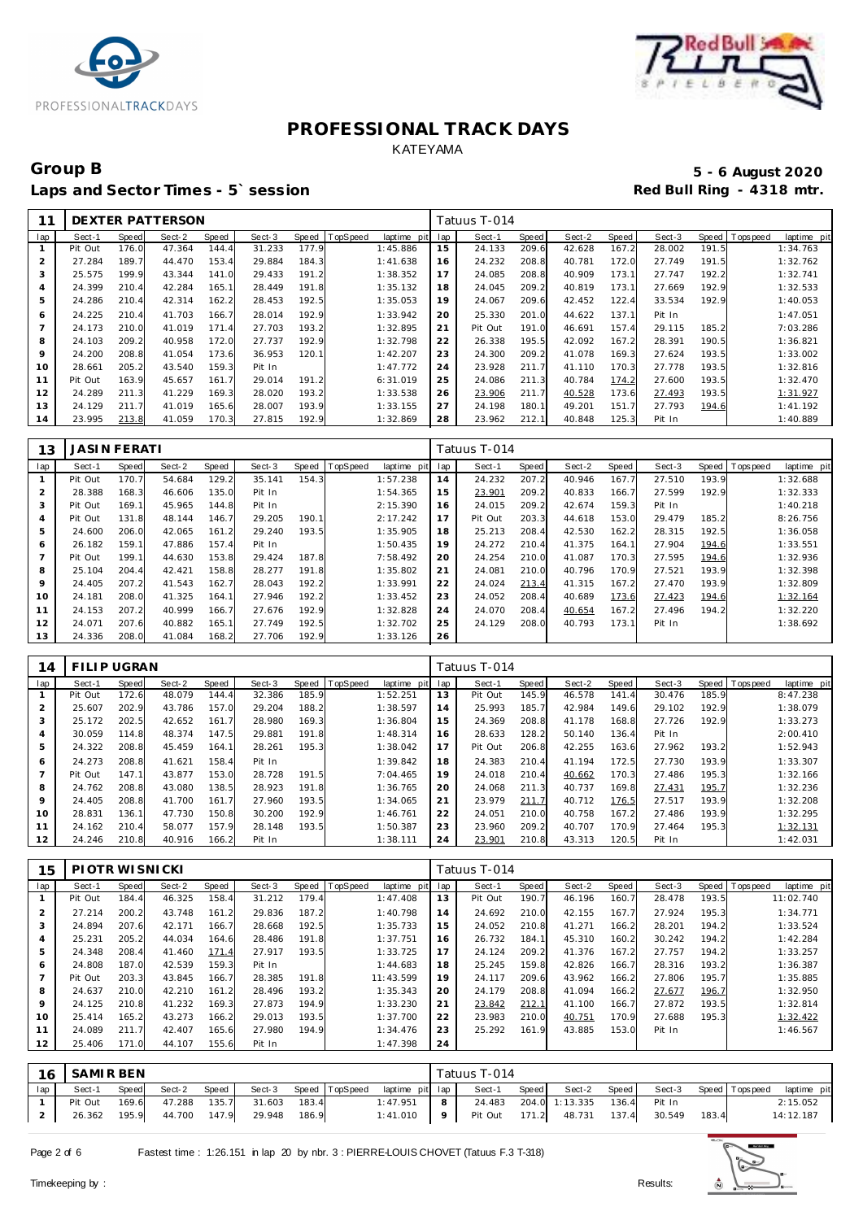# PROFESSIONAL TRACK DAYS

KATEYAMA

## Group B

**5 - 6 August 2020**

**Laps and Sector Times - 5` session**

**Red Bull Ring - 4318 mtr.**

| 11 | DEXTER PATTERSON | | | | | | | | Tatuus T-014 | | | | | | | | |
|---|---|---|---|---|---|---|---|---|---|---|---|---|---|---|---|---|---|
| lap | Sect-1 | Speed | Sect-2 | Speed | Sect-3 | Speed | TopSpeed | laptime pit | lap | Sect-1 | Speed | Sect-2 | Speed | Sect-3 | Speed | Topspeed | laptime pit |
| 1 | Pit Out | 176.0 | 47.364 | 144.4 | 31.233 | 177.9 | | 1:45.886 | 15 | 24.133 | 209.6 | 42.628 | 167.2 | 28.002 | 191.5 | | 1:34.763 |
| 2 | 27.284 | 189.7 | 44.470 | 153.4 | 29.884 | 184.3 | | 1:41.638 | 16 | 24.232 | 208.8 | 40.781 | 172.0 | 27.749 | 191.5 | | 1:32.762 |
| 3 | 25.575 | 199.9 | 43.344 | 141.0 | 29.433 | 191.2 | | 1:38.352 | 17 | 24.085 | 208.8 | 40.909 | 173.1 | 27.747 | 192.2 | | 1:32.741 |
| 4 | 24.399 | 210.4 | 42.284 | 165.1 | 28.449 | 191.8 | | 1:35.132 | 18 | 24.045 | 209.2 | 40.819 | 173.1 | 27.669 | 192.9 | | 1:32.533 |
| 5 | 24.286 | 210.4 | 42.314 | 162.2 | 28.453 | 192.5 | | 1:35.053 | 19 | 24.067 | 209.6 | 42.452 | 122.4 | 33.534 | 192.9 | | 1:40.053 |
| 6 | 24.225 | 210.4 | 41.703 | 166.7 | 28.014 | 192.9 | | 1:33.942 | 20 | 25.330 | 201.0 | 44.622 | 137.1 | Pit In | | | 1:47.051 |
| 7 | 24.173 | 210.0 | 41.019 | 171.4 | 27.703 | 193.2 | | 1:32.895 | 21 | Pit Out | 191.0 | 46.691 | 157.4 | 29.115 | 185.2 | | 7:03.286 |
| 8 | 24.103 | 209.2 | 40.958 | 172.0 | 27.737 | 192.9 | | 1:32.798 | 22 | 26.338 | 195.5 | 42.092 | 167.2 | 28.391 | 190.5 | | 1:36.821 |
| 9 | 24.200 | 208.8 | 41.054 | 173.6 | 36.953 | 120.1 | | 1:42.207 | 23 | 24.300 | 209.2 | 41.078 | 169.3 | 27.624 | 193.5 | | 1:33.002 |
| 10 | 28.661 | 205.2 | 43.540 | 159.3 | Pit In | | | 1:47.772 | 24 | 23.928 | 211.7 | 41.110 | 170.3 | 27.778 | 193.5 | | 1:32.816 |
| 11 | Pit Out | 163.9 | 45.657 | 161.7 | 29.014 | 191.2 | | 6:31.019 | 25 | 24.086 | 211.3 | 40.784 | 174.2 | 27.600 | 193.5 | | 1:32.470 |
| 12 | 24.289 | 211.3 | 41.229 | 169.3 | 28.020 | 193.2 | | 1:33.538 | 26 | 23.906 | 211.7 | 40.528 | 173.6 | 27.493 | 193.5 | | 1:31.927 |
| 13 | 24.129 | 211.7 | 41.019 | 165.6 | 28.007 | 193.9 | | 1:33.155 | 27 | 24.198 | 180.1 | 49.201 | 151.7 | 27.793 | 194.6 | | 1:41.192 |
| 14 | 23.995 | 213.8 | 41.059 | 170.3 | 27.815 | 192.9 | | 1:32.869 | 28 | 23.962 | 212.1 | 40.848 | 125.3 | Pit In | | | 1:40.889 |

| 13 | JASIN FERATI | | | | | | | | Tatuus T-014 | | | | | | | | |
|---|---|---|---|---|---|---|---|---|---|---|---|---|---|---|---|---|---|
| lap | Sect-1 | Speed | Sect-2 | Speed | Sect-3 | Speed | TopSpeed | laptime pit | lap | Sect-1 | Speed | Sect-2 | Speed | Sect-3 | Speed | Topspeed | laptime pit |
| 1 | Pit Out | 170.7 | 54.684 | 129.2 | 35.141 | 154.3 | | 1:57.238 | 14 | 24.232 | 207.2 | 40.946 | 167.7 | 27.510 | 193.9 | | 1:32.688 |
| 2 | 28.388 | 168.3 | 46.606 | 135.0 | Pit In | | | 1:54.365 | 15 | 23.901 | 209.2 | 40.833 | 166.7 | 27.599 | 192.9 | | 1:32.333 |
| 3 | Pit Out | 169.1 | 45.965 | 144.8 | Pit In | | | 2:15.390 | 16 | 24.015 | 209.2 | 42.674 | 159.3 | Pit In | | | 1:40.218 |
| 4 | Pit Out | 131.8 | 48.144 | 146.7 | 29.205 | 190.1 | | 2:17.242 | 17 | Pit Out | 203.3 | 44.618 | 153.0 | 29.479 | 185.2 | | 8:26.756 |
| 5 | 24.600 | 206.0 | 42.065 | 161.2 | 29.240 | 193.5 | | 1:35.905 | 18 | 25.213 | 208.4 | 42.530 | 162.2 | 28.315 | 192.5 | | 1:36.058 |
| 6 | 26.182 | 159.1 | 47.886 | 157.4 | Pit In | | | 1:50.435 | 19 | 24.272 | 210.4 | 41.375 | 164.1 | 27.904 | 194.6 | | 1:33.551 |
| 7 | Pit Out | 199.1 | 44.630 | 153.8 | 29.424 | 187.8 | | 7:58.492 | 20 | 24.254 | 210.0 | 41.087 | 170.3 | 27.595 | 194.6 | | 1:32.936 |
| 8 | 25.104 | 204.4 | 42.421 | 158.8 | 28.277 | 191.8 | | 1:35.802 | 21 | 24.081 | 210.0 | 40.796 | 170.9 | 27.521 | 193.9 | | 1:32.398 |
| 9 | 24.405 | 207.2 | 41.543 | 162.7 | 28.043 | 192.2 | | 1:33.991 | 22 | 24.024 | 213.4 | 41.315 | 167.2 | 27.470 | 193.9 | | 1:32.809 |
| 10 | 24.181 | 208.0 | 41.325 | 164.1 | 27.946 | 192.2 | | 1:33.452 | 23 | 24.052 | 208.4 | 40.689 | 173.6 | 27.423 | 194.6 | | 1:32.164 |
| 11 | 24.153 | 207.2 | 40.999 | 166.7 | 27.676 | 192.9 | | 1:32.828 | 24 | 24.070 | 208.4 | 40.654 | 167.2 | 27.496 | 194.2 | | 1:32.220 |
| 12 | 24.071 | 207.6 | 40.882 | 165.1 | 27.749 | 192.5 | | 1:32.702 | 25 | 24.129 | 208.0 | 40.793 | 173.1 | Pit In | | | 1:38.692 |
| 13 | 24.336 | 208.0 | 41.084 | 168.2 | 27.706 | 192.9 | | 1:33.126 | 26 | | | | | | | | |

| 14 | FILIP UGRAN | | | | | | | | Tatuus T-014 | | | | | | | | |
|---|---|---|---|---|---|---|---|---|---|---|---|---|---|---|---|---|---|
| lap | Sect-1 | Speed | Sect-2 | Speed | Sect-3 | Speed | TopSpeed | laptime pit | lap | Sect-1 | Speed | Sect-2 | Speed | Sect-3 | Speed | Topspeed | laptime pit |
| 1 | Pit Out | 172.6 | 48.079 | 144.4 | 32.386 | 185.9 | | 1:52.251 | 13 | Pit Out | 145.9 | 46.578 | 141.4 | 30.476 | 185.9 | | 8:47.238 |
| 2 | 25.607 | 202.9 | 43.786 | 157.0 | 29.204 | 188.2 | | 1:38.597 | 14 | 25.993 | 185.7 | 42.984 | 149.6 | 29.102 | 192.9 | | 1:38.079 |
| 3 | 25.172 | 202.5 | 42.652 | 161.7 | 28.980 | 169.3 | | 1:36.804 | 15 | 24.369 | 208.8 | 41.178 | 168.8 | 27.726 | 192.9 | | 1:33.273 |
| 4 | 30.059 | 114.8 | 48.374 | 147.5 | 29.881 | 191.8 | | 1:48.314 | 16 | 28.633 | 128.2 | 50.140 | 136.4 | Pit In | | | 2:00.410 |
| 5 | 24.322 | 208.8 | 45.459 | 164.1 | 28.261 | 195.3 | | 1:38.042 | 17 | Pit Out | 206.8 | 42.255 | 163.6 | 27.962 | 193.2 | | 1:52.943 |
| 6 | 24.273 | 208.8 | 41.621 | 158.4 | Pit In | | | 1:39.842 | 18 | 24.383 | 210.4 | 41.194 | 172.5 | 27.730 | 193.9 | | 1:33.307 |
| 7 | Pit Out | 147.1 | 43.877 | 153.0 | 28.728 | 191.5 | | 7:04.465 | 19 | 24.018 | 210.4 | 40.662 | 170.3 | 27.486 | 195.3 | | 1:32.166 |
| 8 | 24.762 | 208.8 | 43.080 | 138.5 | 28.923 | 191.8 | | 1:36.765 | 20 | 24.068 | 211.3 | 40.737 | 169.8 | 27.431 | 195.7 | | 1:32.236 |
| 9 | 24.405 | 208.8 | 41.700 | 161.7 | 27.960 | 193.5 | | 1:34.065 | 21 | 23.979 | 211.7 | 40.712 | 176.5 | 27.517 | 193.9 | | 1:32.208 |
| 10 | 28.831 | 136.1 | 47.730 | 150.8 | 30.200 | 192.9 | | 1:46.761 | 22 | 24.051 | 210.0 | 40.758 | 167.2 | 27.486 | 193.9 | | 1:32.295 |
| 11 | 24.162 | 210.4 | 58.077 | 157.9 | 28.148 | 193.5 | | 1:50.387 | 23 | 23.960 | 209.2 | 40.707 | 170.9 | 27.464 | 195.3 | | 1:32.131 |
| 12 | 24.246 | 210.8 | 40.916 | 166.2 | Pit In | | | 1:38.111 | 24 | 23.901 | 210.8 | 43.313 | 120.5 | Pit In | | | 1:42.031 |

| 15 | PIOTR WISNICKI | | | | | | | | Tatuus T-014 | | | | | | | | |
|---|---|---|---|---|---|---|---|---|---|---|---|---|---|---|---|---|---|
| lap | Sect-1 | Speed | Sect-2 | Speed | Sect-3 | Speed | TopSpeed | laptime pit | lap | Sect-1 | Speed | Sect-2 | Speed | Sect-3 | Speed | Topspeed | laptime pit |
| 1 | Pit Out | 184.4 | 46.325 | 158.4 | 31.212 | 179.4 | | 1:47.408 | 13 | Pit Out | 190.7 | 46.196 | 160.7 | 28.478 | 193.5 | | 11:02.740 |
| 2 | 27.214 | 200.2 | 43.748 | 161.2 | 29.836 | 187.2 | | 1:40.798 | 14 | 24.692 | 210.0 | 42.155 | 167.7 | 27.924 | 195.3 | | 1:34.771 |
| 3 | 24.894 | 207.6 | 42.171 | 166.7 | 28.668 | 192.5 | | 1:35.733 | 15 | 24.052 | 210.8 | 41.271 | 166.2 | 28.201 | 194.2 | | 1:33.524 |
| 4 | 25.231 | 205.2 | 44.034 | 164.6 | 28.486 | 191.8 | | 1:37.751 | 16 | 26.732 | 184.1 | 45.310 | 160.2 | 30.242 | 194.2 | | 1:42.284 |
| 5 | 24.348 | 208.4 | 41.460 | 171.4 | 27.917 | 193.5 | | 1:33.725 | 17 | 24.124 | 209.2 | 41.376 | 167.2 | 27.757 | 194.2 | | 1:33.257 |
| 6 | 24.808 | 187.0 | 42.539 | 159.3 | Pit In | | | 1:44.683 | 18 | 25.245 | 159.8 | 42.826 | 166.7 | 28.316 | 193.2 | | 1:36.387 |
| 7 | Pit Out | 203.3 | 43.845 | 166.7 | 28.385 | 191.8 | | 11:43.599 | 19 | 24.117 | 209.6 | 43.962 | 166.2 | 27.806 | 195.7 | | 1:35.885 |
| 8 | 24.637 | 210.0 | 42.210 | 161.2 | 28.496 | 193.2 | | 1:35.343 | 20 | 24.179 | 208.8 | 41.094 | 166.2 | 27.677 | 196.7 | | 1:32.950 |
| 9 | 24.125 | 210.8 | 41.232 | 169.3 | 27.873 | 194.9 | | 1:33.230 | 21 | 23.842 | 212.1 | 41.100 | 166.7 | 27.872 | 193.5 | | 1:32.814 |
| 10 | 25.414 | 165.2 | 43.273 | 166.2 | 29.013 | 193.5 | | 1:37.700 | 22 | 23.983 | 210.0 | 40.751 | 170.9 | 27.688 | 195.3 | | 1:32.422 |
| 11 | 24.089 | 211.7 | 42.407 | 165.6 | 27.980 | 194.9 | | 1:34.476 | 23 | 25.292 | 161.9 | 43.885 | 153.0 | Pit In | | | 1:46.567 |
| 12 | 25.406 | 171.0 | 44.107 | 155.6 | Pit In | | | 1:47.398 | 24 | | | | | | | | |

| 16 | SAMIR BEN | | | | | | | | Tatuus T-014 | | | | | | | | |
|---|---|---|---|---|---|---|---|---|---|---|---|---|---|---|---|---|---|
| lap | Sect-1 | Speed | Sect-2 | Speed | Sect-3 | Speed | TopSpeed | laptime pit | lap | Sect-1 | Speed | Sect-2 | Speed | Sect-3 | Speed | Topspeed | laptime pit |
| 1 | Pit Out | 169.6 | 47.288 | 135.7 | 31.603 | 183.4 | | 1:47.951 | 8 | 24.483 | 204.0 | 1:13.335 | 136.4 | Pit In | | | 2:15.052 |
| 2 | 26.362 | 195.9 | 44.700 | 147.9 | 29.948 | 186.9 | | 1:41.010 | 9 | Pit Out | 171.2 | 48.731 | 137.4 | 30.549 | 183.4 | | 14:12.187 |

Fastest time : 1:26.151 in lap 20 by nbr. 3 : PIERRE-LOUIS CHOVET (Tatuus F.3 T-318)

Timekeeping by : Results: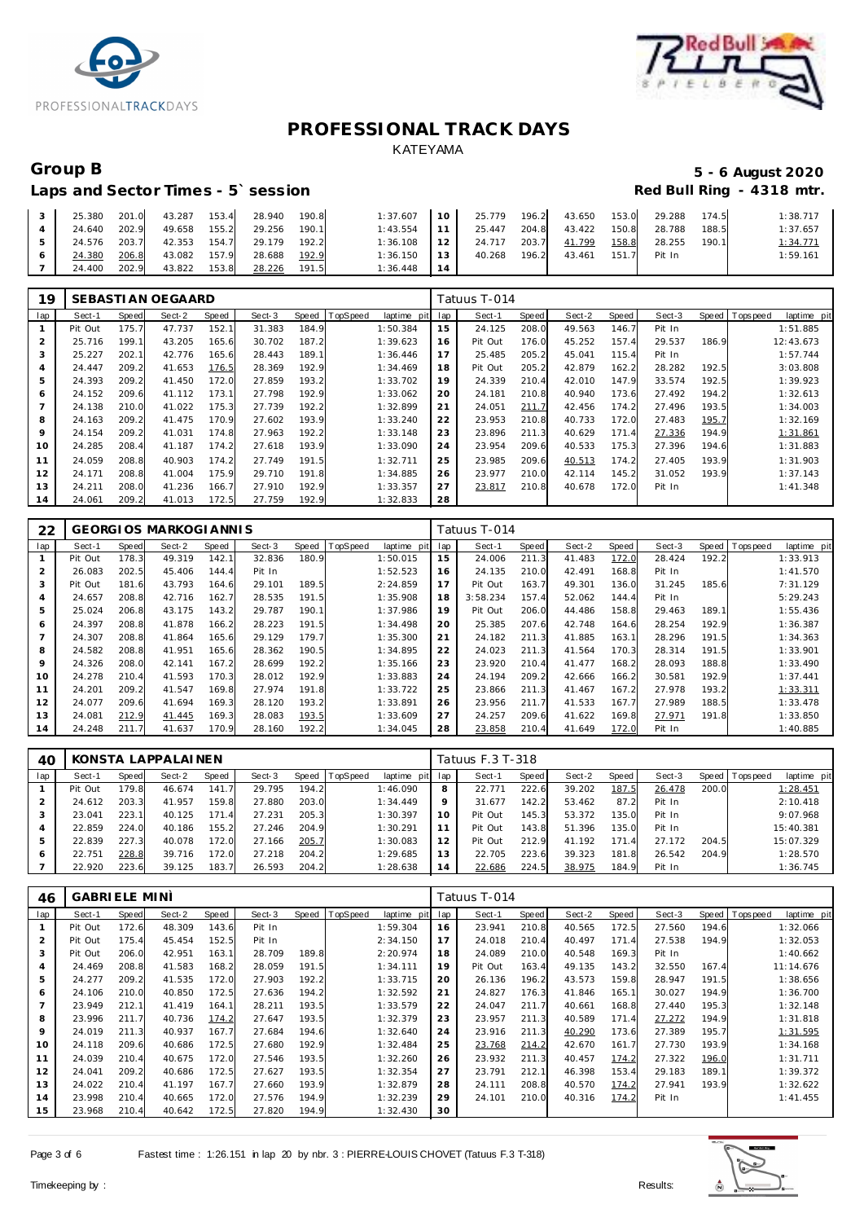# PROFESSIONAL TRACK DAYS

KATEYAMA

## Group B

**5 - 6 August 2020**

**Laps and Sector Times - 5` session**

**Red Bull Ring - 4318 mtr.**

| lap | Sect-1 | Speed | Sect-2 | Speed | Sect-3 | Speed | TopSpeed | laptime pit | lap | Sect-1 | Speed | Sect-2 | Speed | Sect-3 | Speed | Topspeed | laptime pit |
|---|---|---|---|---|---|---|---|---|---|---|---|---|---|---|---|---|---|
| 3 | 25.380 | 201.0 | 43.287 | 153.4 | 28.940 | 190.8 | | 1:37.607 | 10 | 25.779 | 196.2 | 43.650 | 153.0 | 29.288 | 174.5 | | 1:38.717 |
| 4 | 24.640 | 202.9 | 49.658 | 155.2 | 29.256 | 190.1 | | 1:43.554 | 11 | 25.447 | 204.8 | 43.422 | 150.8 | 28.788 | 188.5 | | 1:37.657 |
| 5 | 24.576 | 203.7 | 42.353 | 154.7 | 29.179 | 192.2 | | 1:36.108 | 12 | 24.717 | 203.7 | 41.799 | 158.8 | 28.255 | 190.1 | | 1:34.771 |
| 6 | 24.380 | 206.8 | 43.082 | 157.9 | 28.688 | 192.9 | | 1:36.150 | 13 | 40.268 | 196.2 | 43.461 | 151.7 | Pit In | | | 1:59.161 |
| 7 | 24.400 | 202.9 | 43.822 | 153.8 | 28.226 | 191.5 | | 1:36.448 | 14 | | | | | | | | |

| 19 | SEBASTIAN OEGAARD | | | | | | | | | Tatuus T-014 | | | | | | | |
|---|---|---|---|---|---|---|---|---|---|---|---|---|---|---|---|---|---|
| lap | Sect-1 | Speed | Sect-2 | Speed | Sect-3 | Speed | TopSpeed | laptime pit | lap | Sect-1 | Speed | Sect-2 | Speed | Sect-3 | Speed | Topspeed | laptime pit |
| 1 | Pit Out | 175.7 | 47.737 | 152.1 | 31.383 | 184.9 | | 1:50.384 | 15 | 24.125 | 208.0 | 49.563 | 146.7 | Pit In | | | 1:51.885 |
| 2 | 25.716 | 199.1 | 43.205 | 165.6 | 30.702 | 187.2 | | 1:39.623 | 16 | Pit Out | 176.0 | 45.252 | 157.4 | 29.537 | 186.9 | | 12:43.673 |
| 3 | 25.227 | 202.1 | 42.776 | 165.6 | 28.443 | 189.1 | | 1:36.446 | 17 | 25.485 | 205.2 | 45.041 | 115.4 | Pit In | | | 1:57.744 |
| 4 | 24.447 | 209.2 | 41.653 | 176.5 | 28.369 | 192.9 | | 1:34.469 | 18 | Pit Out | 205.2 | 42.879 | 162.2 | 28.282 | 192.5 | | 3:03.808 |
| 5 | 24.393 | 209.2 | 41.450 | 172.0 | 27.859 | 193.2 | | 1:33.702 | 19 | 24.339 | 210.4 | 42.010 | 147.9 | 33.574 | 192.5 | | 1:39.923 |
| 6 | 24.152 | 209.6 | 41.112 | 173.1 | 27.798 | 192.9 | | 1:33.062 | 20 | 24.181 | 210.8 | 40.940 | 173.6 | 27.492 | 194.2 | | 1:32.613 |
| 7 | 24.138 | 210.0 | 41.022 | 175.3 | 27.739 | 192.2 | | 1:32.899 | 21 | 24.051 | 211.7 | 42.456 | 174.2 | 27.496 | 193.5 | | 1:34.003 |
| 8 | 24.163 | 209.2 | 41.475 | 170.9 | 27.602 | 193.9 | | 1:33.240 | 22 | 23.953 | 210.8 | 40.733 | 172.0 | 27.483 | 195.7 | | 1:32.169 |
| 9 | 24.154 | 209.2 | 41.031 | 174.8 | 27.963 | 192.2 | | 1:33.148 | 23 | 23.896 | 211.3 | 40.629 | 171.4 | 27.336 | 194.9 | | 1:31.861 |
| 10 | 24.285 | 208.4 | 41.187 | 174.2 | 27.618 | 193.9 | | 1:33.090 | 24 | 23.954 | 209.6 | 40.533 | 175.3 | 27.396 | 194.6 | | 1:31.883 |
| 11 | 24.059 | 208.8 | 40.903 | 174.2 | 27.749 | 191.5 | | 1:32.711 | 25 | 23.985 | 209.6 | 40.513 | 174.2 | 27.405 | 193.9 | | 1:31.903 |
| 12 | 24.171 | 208.8 | 41.004 | 175.9 | 29.710 | 191.8 | | 1:34.885 | 26 | 23.977 | 210.0 | 42.114 | 145.2 | 31.052 | 193.9 | | 1:37.143 |
| 13 | 24.211 | 208.0 | 41.236 | 166.7 | 27.910 | 192.9 | | 1:33.357 | 27 | 23.817 | 210.8 | 40.678 | 172.0 | Pit In | | | 1:41.348 |
| 14 | 24.061 | 209.2 | 41.013 | 172.5 | 27.759 | 192.9 | | 1:32.833 | 28 | | | | | | | | |

| 22 | GEORGIOS MARKOGIANNIS | | | | | | | | | Tatuus T-014 | | | | | | | |
|---|---|---|---|---|---|---|---|---|---|---|---|---|---|---|---|---|---|
| lap | Sect-1 | Speed | Sect-2 | Speed | Sect-3 | Speed | TopSpeed | laptime pit | lap | Sect-1 | Speed | Sect-2 | Speed | Sect-3 | Speed | Topspeed | laptime pit |
| 1 | Pit Out | 178.3 | 49.319 | 142.1 | 32.836 | 180.9 | | 1:50.015 | 15 | 24.006 | 211.3 | 41.483 | 172.0 | 28.424 | 192.2 | | 1:33.913 |
| 2 | 26.083 | 202.5 | 45.406 | 144.4 | Pit In | | | 1:52.523 | 16 | 24.135 | 210.0 | 42.491 | 168.8 | Pit In | | | 1:41.570 |
| 3 | Pit Out | 181.6 | 43.793 | 164.6 | 29.101 | 189.5 | | 2:24.859 | 17 | Pit Out | 163.7 | 49.301 | 136.0 | 31.245 | 185.6 | | 7:31.129 |
| 4 | 24.657 | 208.8 | 42.716 | 162.7 | 28.535 | 191.5 | | 1:35.908 | 18 | 3:58.234 | 157.4 | 52.062 | 144.4 | Pit In | | | 5:29.243 |
| 5 | 25.024 | 206.8 | 43.175 | 143.2 | 29.787 | 190.1 | | 1:37.986 | 19 | Pit Out | 206.0 | 44.486 | 158.8 | 29.463 | 189.1 | | 1:55.436 |
| 6 | 24.397 | 208.8 | 41.878 | 166.2 | 28.223 | 191.5 | | 1:34.498 | 20 | 25.385 | 207.6 | 42.748 | 164.6 | 28.254 | 192.9 | | 1:36.387 |
| 7 | 24.307 | 208.8 | 41.864 | 165.6 | 29.129 | 179.7 | | 1:35.300 | 21 | 24.182 | 211.3 | 41.885 | 163.1 | 28.296 | 191.5 | | 1:34.363 |
| 8 | 24.582 | 208.8 | 41.951 | 165.6 | 28.362 | 190.5 | | 1:34.895 | 22 | 24.023 | 211.3 | 41.564 | 170.3 | 28.314 | 191.5 | | 1:33.901 |
| 9 | 24.326 | 208.0 | 42.141 | 167.2 | 28.699 | 192.2 | | 1:35.166 | 23 | 23.920 | 210.4 | 41.477 | 168.2 | 28.093 | 188.8 | | 1:33.490 |
| 10 | 24.278 | 210.4 | 41.593 | 170.3 | 28.012 | 192.9 | | 1:33.883 | 24 | 24.194 | 209.2 | 42.666 | 166.2 | 30.581 | 192.9 | | 1:37.441 |
| 11 | 24.201 | 209.2 | 41.547 | 169.8 | 27.974 | 191.8 | | 1:33.722 | 25 | 23.866 | 211.3 | 41.467 | 167.2 | 27.978 | 193.2 | | 1:33.311 |
| 12 | 24.077 | 209.6 | 41.694 | 169.3 | 28.120 | 193.2 | | 1:33.891 | 26 | 23.956 | 211.7 | 41.533 | 167.7 | 27.989 | 188.5 | | 1:33.478 |
| 13 | 24.081 | 212.9 | 41.445 | 169.3 | 28.083 | 193.5 | | 1:33.609 | 27 | 24.257 | 209.6 | 41.622 | 169.8 | 27.971 | 191.8 | | 1:33.850 |
| 14 | 24.248 | 211.7 | 41.637 | 170.9 | 28.160 | 192.2 | | 1:34.045 | 28 | 23.858 | 210.4 | 41.649 | 172.0 | Pit In | | | 1:40.885 |

| 40 | KONSTA LAPPALAINEN | | | | | | | | | Tatuus F.3 T-318 | | | | | | | |
|---|---|---|---|---|---|---|---|---|---|---|---|---|---|---|---|---|---|
| lap | Sect-1 | Speed | Sect-2 | Speed | Sect-3 | Speed | TopSpeed | laptime pit | lap | Sect-1 | Speed | Sect-2 | Speed | Sect-3 | Speed | Topspeed | laptime pit |
| 1 | Pit Out | 179.8 | 46.674 | 141.7 | 29.795 | 194.2 | | 1:46.090 | 8 | 22.771 | 222.6 | 39.202 | 187.5 | 26.478 | 200.0 | | 1:28.451 |
| 2 | 24.612 | 203.3 | 41.957 | 159.8 | 27.880 | 203.0 | | 1:34.449 | 9 | 31.677 | 142.2 | 53.462 | 87.2 | Pit In | | | 2:10.418 |
| 3 | 23.041 | 223.1 | 40.125 | 171.4 | 27.231 | 205.3 | | 1:30.397 | 10 | Pit Out | 145.3 | 53.372 | 135.0 | Pit In | | | 9:07.968 |
| 4 | 22.859 | 224.0 | 40.186 | 155.2 | 27.246 | 204.9 | | 1:30.291 | 11 | Pit Out | 143.8 | 51.396 | 135.0 | Pit In | | | 15:40.381 |
| 5 | 22.839 | 227.3 | 40.078 | 172.0 | 27.166 | 205.7 | | 1:30.083 | 12 | Pit Out | 212.9 | 41.192 | 171.4 | 27.172 | 204.5 | | 15:07.329 |
| 6 | 22.751 | 228.8 | 39.716 | 172.0 | 27.218 | 204.2 | | 1:29.685 | 13 | 22.705 | 223.6 | 39.323 | 181.8 | 26.542 | 204.9 | | 1:28.570 |
| 7 | 22.920 | 223.6 | 39.125 | 183.7 | 26.593 | 204.2 | | 1:28.638 | 14 | 22.686 | 224.5 | 38.975 | 184.9 | Pit In | | | 1:36.745 |

| 46 | GABRIELE MINÌ | | | | | | | | | Tatuus T-014 | | | | | | | |
|---|---|---|---|---|---|---|---|---|---|---|---|---|---|---|---|---|---|
| lap | Sect-1 | Speed | Sect-2 | Speed | Sect-3 | Speed | TopSpeed | laptime pit | lap | Sect-1 | Speed | Sect-2 | Speed | Sect-3 | Speed | Topspeed | laptime pit |
| 1 | Pit Out | 172.6 | 48.309 | 143.6 | Pit In | | | 1:59.304 | 16 | 23.941 | 210.8 | 40.565 | 172.5 | 27.560 | 194.6 | | 1:32.066 |
| 2 | Pit Out | 175.4 | 45.454 | 152.5 | Pit In | | | 2:34.150 | 17 | 24.018 | 210.4 | 40.497 | 171.4 | 27.538 | 194.9 | | 1:32.053 |
| 3 | Pit Out | 206.0 | 42.951 | 163.1 | 28.709 | 189.8 | | 2:20.974 | 18 | 24.089 | 210.0 | 40.548 | 169.3 | Pit In | | | 1:40.662 |
| 4 | 24.469 | 208.8 | 41.583 | 168.2 | 28.059 | 191.5 | | 1:34.111 | 19 | Pit Out | 163.4 | 49.135 | 143.2 | 32.550 | 167.4 | | 11:14.676 |
| 5 | 24.277 | 209.2 | 41.535 | 172.0 | 27.903 | 192.2 | | 1:33.715 | 20 | 26.136 | 196.2 | 43.573 | 159.8 | 28.947 | 191.5 | | 1:38.656 |
| 6 | 24.106 | 210.0 | 40.850 | 172.5 | 27.636 | 194.2 | | 1:32.592 | 21 | 24.827 | 176.3 | 41.846 | 165.1 | 30.027 | 194.9 | | 1:36.700 |
| 7 | 23.949 | 212.1 | 41.419 | 164.1 | 28.211 | 193.5 | | 1:33.579 | 22 | 24.047 | 211.7 | 40.661 | 168.8 | 27.440 | 195.3 | | 1:32.148 |
| 8 | 23.996 | 211.7 | 40.736 | 174.2 | 27.647 | 193.5 | | 1:32.379 | 23 | 23.957 | 211.3 | 40.589 | 171.4 | 27.272 | 194.9 | | 1:31.818 |
| 9 | 24.019 | 211.3 | 40.937 | 167.7 | 27.684 | 194.6 | | 1:32.640 | 24 | 23.916 | 211.3 | 40.290 | 173.6 | 27.389 | 195.7 | | 1:31.595 |
| 10 | 24.118 | 209.6 | 40.686 | 172.5 | 27.680 | 192.9 | | 1:32.484 | 25 | 23.768 | 214.2 | 42.670 | 161.7 | 27.730 | 193.9 | | 1:34.168 |
| 11 | 24.039 | 210.4 | 40.675 | 172.0 | 27.546 | 193.5 | | 1:32.260 | 26 | 23.932 | 211.3 | 40.457 | 174.2 | 27.322 | 196.0 | | 1:31.711 |
| 12 | 24.041 | 209.2 | 40.686 | 172.5 | 27.627 | 193.5 | | 1:32.354 | 27 | 23.791 | 212.1 | 46.398 | 153.4 | 29.183 | 189.1 | | 1:39.372 |
| 13 | 24.022 | 210.4 | 41.197 | 167.7 | 27.660 | 193.9 | | 1:32.879 | 28 | 24.111 | 208.8 | 40.570 | 174.2 | 27.941 | 193.9 | | 1:32.622 |
| 14 | 23.998 | 210.4 | 40.665 | 172.0 | 27.576 | 194.9 | | 1:32.239 | 29 | 24.101 | 210.0 | 40.316 | 174.2 | Pit In | | | 1:41.455 |
| 15 | 23.968 | 210.4 | 40.642 | 172.5 | 27.820 | 194.9 | | 1:32.430 | 30 | | | | | | | | |

Fastest time : 1:26.151 in lap 20 by nbr. 3 : PIERRE-LOUIS CHOVET (Tatuus F.3 T-318)

Timekeeping by : Results: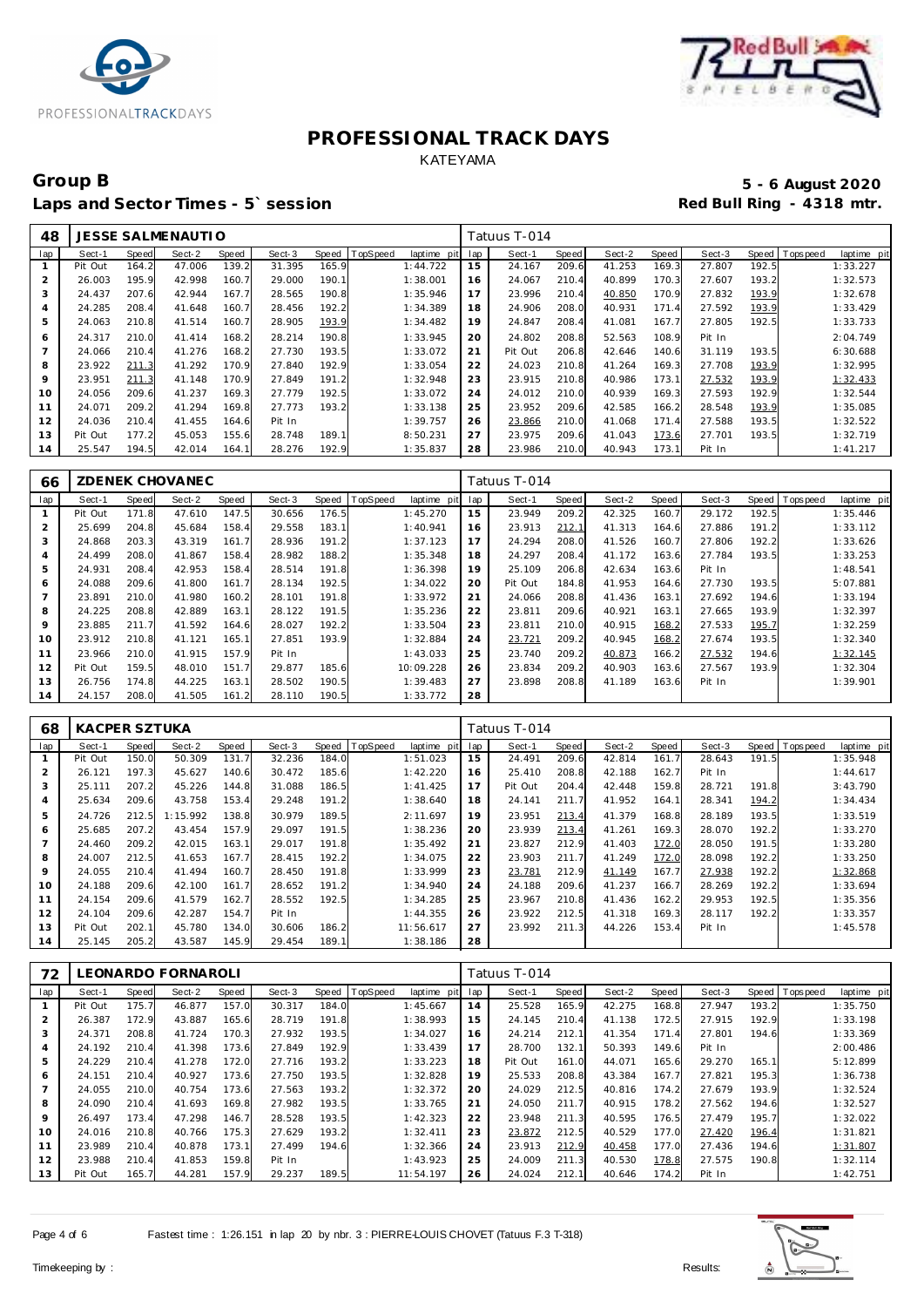# PROFESSIONAL TRACK DAYS

KATEYAMA

## Group B

**5 - 6 August 2020**

### Laps and Sector Times - 5` session

**Red Bull Ring - 4318 mtr.**

| 48 | JESSE SALMENAUTIO | | | | | | | | Tatuus T-014 | | | | | | | | |
|---|---|---|---|---|---|---|---|---|---|---|---|---|---|---|---|---|---|
| lap | Sect-1 | Speed | Sect-2 | Speed | Sect-3 | Speed | TopSpeed | laptime pit | lap | Sect-1 | Speed | Sect-2 | Speed | Sect-3 | Speed | Topspeed | laptime pit |
| 1 | Pit Out | 164.2 | 47.006 | 139.2 | 31.395 | 165.9 | | 1:44.722 | 15 | 24.167 | 209.6 | 41.253 | 169.3 | 27.807 | 192.5 | | 1:33.227 |
| 2 | 26.003 | 195.9 | 42.998 | 160.7 | 29.000 | 190.1 | | 1:38.001 | 16 | 24.067 | 210.4 | 40.899 | 170.3 | 27.607 | 193.2 | | 1:32.573 |
| 3 | 24.437 | 207.6 | 42.944 | 167.7 | 28.565 | 190.8 | | 1:35.946 | 17 | 23.996 | 210.4 | 40.850 | 170.9 | 27.832 | 193.9 | | 1:32.678 |
| 4 | 24.285 | 208.4 | 41.648 | 160.7 | 28.456 | 192.2 | | 1:34.389 | 18 | 24.906 | 208.0 | 40.931 | 171.4 | 27.592 | 193.9 | | 1:33.429 |
| 5 | 24.063 | 210.8 | 41.514 | 160.7 | 28.905 | 193.9 | | 1:34.482 | 19 | 24.847 | 208.4 | 41.081 | 167.7 | 27.805 | 192.5 | | 1:33.733 |
| 6 | 24.317 | 210.0 | 41.414 | 168.2 | 28.214 | 190.8 | | 1:33.945 | 20 | 24.802 | 208.8 | 52.563 | 108.9 | Pit In | | | 2:04.749 |
| 7 | 24.066 | 210.4 | 41.276 | 168.2 | 27.730 | 193.5 | | 1:33.072 | 21 | Pit Out | 206.8 | 42.646 | 140.6 | 31.119 | 193.5 | | 6:30.688 |
| 8 | 23.922 | 211.3 | 41.292 | 170.9 | 27.840 | 192.9 | | 1:33.054 | 22 | 24.023 | 210.8 | 41.264 | 169.3 | 27.708 | 193.9 | | 1:32.995 |
| 9 | 23.951 | 211.3 | 41.148 | 170.9 | 27.849 | 191.2 | | 1:32.948 | 23 | 23.915 | 210.8 | 40.986 | 173.1 | 27.532 | 193.9 | | 1:32.433 |
| 10 | 24.056 | 209.6 | 41.237 | 169.3 | 27.779 | 192.5 | | 1:33.072 | 24 | 24.012 | 210.0 | 40.939 | 169.3 | 27.593 | 192.9 | | 1:32.544 |
| 11 | 24.071 | 209.2 | 41.294 | 169.8 | 27.773 | 193.2 | | 1:33.138 | 25 | 23.952 | 209.6 | 42.585 | 166.2 | 28.548 | 193.9 | | 1:35.085 |
| 12 | 24.036 | 210.4 | 41.455 | 164.6 | Pit In | | | 1:39.757 | 26 | 23.866 | 210.0 | 41.068 | 171.4 | 27.588 | 193.5 | | 1:32.522 |
| 13 | Pit Out | 177.2 | 45.053 | 155.6 | 28.748 | 189.1 | | 8:50.231 | 27 | 23.975 | 209.6 | 41.043 | 173.6 | 27.701 | 193.5 | | 1:32.719 |
| 14 | 25.547 | 194.5 | 42.014 | 164.1 | 28.276 | 192.9 | | 1:35.837 | 28 | 23.986 | 210.0 | 40.943 | 173.1 | Pit In | | | 1:41.217 |

| 66 | ZDENEK CHOVANEC | | | | | | | | Tatuus T-014 | | | | | | | | |
|---|---|---|---|---|---|---|---|---|---|---|---|---|---|---|---|---|---|
| lap | Sect-1 | Speed | Sect-2 | Speed | Sect-3 | Speed | TopSpeed | laptime pit | lap | Sect-1 | Speed | Sect-2 | Speed | Sect-3 | Speed | Topspeed | laptime pit |
| 1 | Pit Out | 171.8 | 47.610 | 147.5 | 30.656 | 176.5 | | 1:45.270 | 15 | 23.949 | 209.2 | 42.325 | 160.7 | 29.172 | 192.5 | | 1:35.446 |
| 2 | 25.699 | 204.8 | 45.684 | 158.4 | 29.558 | 183.1 | | 1:40.941 | 16 | 23.913 | 212.1 | 41.313 | 164.6 | 27.886 | 191.2 | | 1:33.112 |
| 3 | 24.868 | 203.3 | 43.319 | 161.7 | 28.936 | 191.2 | | 1:37.123 | 17 | 24.294 | 208.0 | 41.526 | 160.7 | 27.806 | 192.2 | | 1:33.626 |
| 4 | 24.499 | 208.0 | 41.867 | 158.4 | 28.982 | 188.2 | | 1:35.348 | 18 | 24.297 | 208.4 | 41.172 | 163.6 | 27.784 | 193.5 | | 1:33.253 |
| 5 | 24.931 | 208.4 | 42.953 | 158.4 | 28.514 | 191.8 | | 1:36.398 | 19 | 25.109 | 206.8 | 42.634 | 163.6 | Pit In | | | 1:48.541 |
| 6 | 24.088 | 209.6 | 41.800 | 161.7 | 28.134 | 192.5 | | 1:34.022 | 20 | Pit Out | 184.8 | 41.953 | 164.6 | 27.730 | 193.5 | | 5:07.881 |
| 7 | 23.891 | 210.0 | 41.980 | 160.2 | 28.101 | 191.8 | | 1:33.972 | 21 | 24.066 | 208.8 | 41.436 | 163.1 | 27.692 | 194.6 | | 1:33.194 |
| 8 | 24.225 | 208.8 | 42.889 | 163.1 | 28.122 | 191.5 | | 1:35.236 | 22 | 23.811 | 209.6 | 40.921 | 163.1 | 27.665 | 193.9 | | 1:32.397 |
| 9 | 23.885 | 211.7 | 41.592 | 164.6 | 28.027 | 192.2 | | 1:33.504 | 23 | 23.811 | 210.0 | 40.915 | 168.2 | 27.533 | 195.7 | | 1:32.259 |
| 10 | 23.912 | 210.8 | 41.121 | 165.1 | 27.851 | 193.9 | | 1:32.884 | 24 | 23.721 | 209.2 | 40.945 | 168.2 | 27.674 | 193.5 | | 1:32.340 |
| 11 | 23.966 | 210.0 | 41.915 | 157.9 | Pit In | | | 1:43.033 | 25 | 23.740 | 209.2 | 40.873 | 166.2 | 27.532 | 194.6 | | 1:32.145 |
| 12 | Pit Out | 159.5 | 48.010 | 151.7 | 29.877 | 185.6 | | 10:09.228 | 26 | 23.834 | 209.2 | 40.903 | 163.6 | 27.567 | 193.9 | | 1:32.304 |
| 13 | 26.756 | 174.8 | 44.225 | 163.1 | 28.502 | 190.5 | | 1:39.483 | 27 | 23.898 | 208.8 | 41.189 | 163.6 | Pit In | | | 1:39.901 |
| 14 | 24.157 | 208.0 | 41.505 | 161.2 | 28.110 | 190.5 | | 1:33.772 | 28 | | | | | | | | |

| 68 | KACPER SZTUKA | | | | | | | | Tatuus T-014 | | | | | | | | |
|---|---|---|---|---|---|---|---|---|---|---|---|---|---|---|---|---|---|
| lap | Sect-1 | Speed | Sect-2 | Speed | Sect-3 | Speed | TopSpeed | laptime pit | lap | Sect-1 | Speed | Sect-2 | Speed | Sect-3 | Speed | Topspeed | laptime pit |
| 1 | Pit Out | 150.0 | 50.309 | 131.7 | 32.236 | 184.0 | | 1:51.023 | 15 | 24.491 | 209.6 | 42.814 | 161.7 | 28.643 | 191.5 | | 1:35.948 |
| 2 | 26.121 | 197.3 | 45.627 | 140.6 | 30.472 | 185.6 | | 1:42.220 | 16 | 25.410 | 208.8 | 42.188 | 162.7 | Pit In | | | 1:44.617 |
| 3 | 25.111 | 207.2 | 45.226 | 144.8 | 31.088 | 186.5 | | 1:41.425 | 17 | Pit Out | 204.4 | 42.448 | 159.8 | 28.721 | 191.8 | | 3:43.790 |
| 4 | 25.634 | 209.6 | 43.758 | 153.4 | 29.248 | 191.2 | | 1:38.640 | 18 | 24.141 | 211.7 | 41.952 | 164.1 | 28.341 | 194.2 | | 1:34.434 |
| 5 | 24.726 | 212.5 | 1:15.992 | 138.8 | 30.979 | 189.5 | | 2:11.697 | 19 | 23.951 | 213.4 | 41.379 | 168.8 | 28.189 | 193.5 | | 1:33.519 |
| 6 | 25.685 | 207.2 | 43.454 | 157.9 | 29.097 | 191.5 | | 1:38.236 | 20 | 23.939 | 213.4 | 41.261 | 169.3 | 28.070 | 192.2 | | 1:33.270 |
| 7 | 24.460 | 209.2 | 42.015 | 163.1 | 29.017 | 191.8 | | 1:35.492 | 21 | 23.827 | 212.9 | 41.403 | 172.0 | 28.050 | 191.5 | | 1:33.280 |
| 8 | 24.007 | 212.5 | 41.653 | 167.7 | 28.415 | 192.2 | | 1:34.075 | 22 | 23.903 | 211.7 | 41.249 | 172.0 | 28.098 | 192.2 | | 1:33.250 |
| 9 | 24.055 | 210.4 | 41.494 | 160.7 | 28.450 | 191.8 | | 1:33.999 | 23 | 23.781 | 212.9 | 41.149 | 167.7 | 27.938 | 192.2 | | 1:32.868 |
| 10 | 24.188 | 209.6 | 42.100 | 161.7 | 28.652 | 191.2 | | 1:34.940 | 24 | 24.188 | 209.6 | 41.237 | 166.7 | 28.269 | 192.2 | | 1:33.694 |
| 11 | 24.154 | 209.6 | 41.579 | 162.7 | 28.552 | 192.5 | | 1:34.285 | 25 | 23.967 | 210.8 | 41.436 | 162.2 | 29.953 | 192.5 | | 1:35.356 |
| 12 | 24.104 | 209.6 | 42.287 | 154.7 | Pit In | | | 1:44.355 | 26 | 23.922 | 212.5 | 41.318 | 169.3 | 28.117 | 192.2 | | 1:33.357 |
| 13 | Pit Out | 202.1 | 45.780 | 134.0 | 30.606 | 186.2 | | 11:56.617 | 27 | 23.992 | 211.3 | 44.226 | 153.4 | Pit In | | | 1:45.578 |
| 14 | 25.145 | 205.2 | 43.587 | 145.9 | 29.454 | 189.1 | | 1:38.186 | 28 | | | | | | | | |

| 72 | LEONARDO FORNAROLI | | | | | | | | Tatuus T-014 | | | | | | | | |
|---|---|---|---|---|---|---|---|---|---|---|---|---|---|---|---|---|---|
| lap | Sect-1 | Speed | Sect-2 | Speed | Sect-3 | Speed | TopSpeed | laptime pit | lap | Sect-1 | Speed | Sect-2 | Speed | Sect-3 | Speed | Topspeed | laptime pit |
| 1 | Pit Out | 175.7 | 46.877 | 157.0 | 30.317 | 184.0 | | 1:45.667 | 14 | 25.528 | 165.9 | 42.275 | 168.8 | 27.947 | 193.2 | | 1:35.750 |
| 2 | 26.387 | 172.9 | 43.887 | 165.6 | 28.719 | 191.8 | | 1:38.993 | 15 | 24.145 | 210.4 | 41.138 | 172.5 | 27.915 | 192.9 | | 1:33.198 |
| 3 | 24.371 | 208.8 | 41.724 | 170.3 | 27.932 | 193.5 | | 1:34.027 | 16 | 24.214 | 212.1 | 41.354 | 171.4 | 27.801 | 194.6 | | 1:33.369 |
| 4 | 24.192 | 210.4 | 41.398 | 173.6 | 27.849 | 192.9 | | 1:33.439 | 17 | 28.700 | 132.1 | 50.393 | 149.6 | Pit In | | | 2:00.486 |
| 5 | 24.229 | 210.4 | 41.278 | 172.0 | 27.716 | 193.2 | | 1:33.223 | 18 | Pit Out | 161.0 | 44.071 | 165.6 | 29.270 | 165.1 | | 5:12.899 |
| 6 | 24.151 | 210.4 | 40.927 | 173.6 | 27.750 | 193.5 | | 1:32.828 | 19 | 25.533 | 208.8 | 43.384 | 167.7 | 27.821 | 195.3 | | 1:36.738 |
| 7 | 24.055 | 210.0 | 40.754 | 173.6 | 27.563 | 193.2 | | 1:32.372 | 20 | 24.029 | 212.5 | 40.816 | 174.2 | 27.679 | 193.9 | | 1:32.524 |
| 8 | 24.090 | 210.4 | 41.693 | 169.8 | 27.982 | 193.5 | | 1:33.765 | 21 | 24.050 | 211.7 | 40.915 | 178.2 | 27.562 | 194.6 | | 1:32.527 |
| 9 | 26.497 | 173.4 | 47.298 | 146.7 | 28.528 | 193.5 | | 1:42.323 | 22 | 23.948 | 211.3 | 40.595 | 176.5 | 27.479 | 195.7 | | 1:32.022 |
| 10 | 24.016 | 210.8 | 40.766 | 175.3 | 27.629 | 193.2 | | 1:32.411 | 23 | 23.872 | 212.5 | 40.529 | 177.0 | 27.420 | 196.4 | | 1:31.821 |
| 11 | 23.989 | 210.4 | 40.878 | 173.1 | 27.499 | 194.6 | | 1:32.366 | 24 | 23.913 | 212.9 | 40.458 | 177.0 | 27.436 | 194.6 | | 1:31.807 |
| 12 | 23.988 | 210.4 | 41.853 | 159.8 | Pit In | | | 1:43.923 | 25 | 24.009 | 211.3 | 40.530 | 178.8 | 27.575 | 190.8 | | 1:32.114 |
| 13 | Pit Out | 165.7 | 44.281 | 157.9 | 29.237 | 189.5 | | 11:54.197 | 26 | 24.024 | 212.1 | 40.646 | 174.2 | Pit In | | | 1:42.751 |

Fastest time : 1:26.151 in lap 20 by nbr. 3 : PIERRE-LOUIS CHOVET (Tatuus F.3 T-318)

Timekeeping by : Results: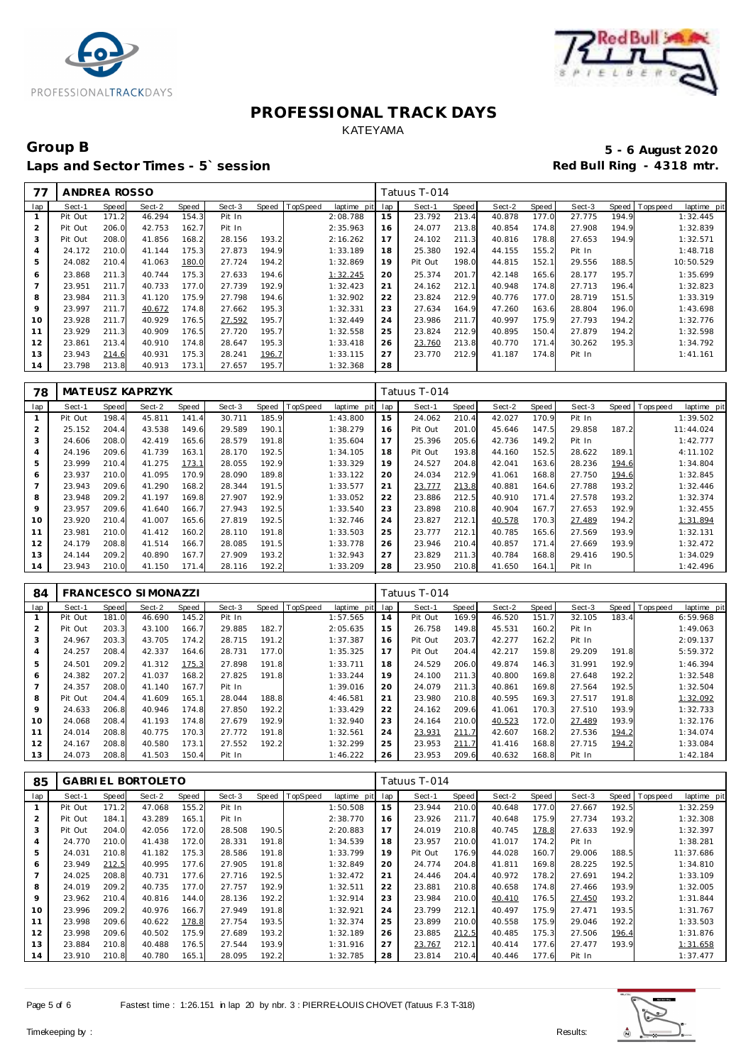# PROFESSIONAL TRACK DAYS

KATEYAMA

## Group B

**5 - 6 August 2020**

**Laps and Sector Times - 5` session**

**Red Bull Ring - 4318 mtr.**

| 77 | ANDREA ROSSO | | | | | | | | Tatuus T-014 | | | | | | | | |
|---|---|---|---|---|---|---|---|---|---|---|---|---|---|---|---|---|---|
| lap | Sect-1 | Speed | Sect-2 | Speed | Sect-3 | Speed | TopSpeed | laptime pit | lap | Sect-1 | Speed | Sect-2 | Speed | Sect-3 | Speed | Topspeed | laptime pit |
| 1 | Pit Out | 171.2 | 46.294 | 154.3 | Pit In | | | 2:08.788 | 15 | 23.792 | 213.4 | 40.878 | 177.0 | 27.775 | 194.9 | | 1:32.445 |
| 2 | Pit Out | 206.0 | 42.753 | 162.7 | Pit In | | | 2:35.963 | 16 | 24.077 | 213.8 | 40.854 | 174.8 | 27.908 | 194.9 | | 1:32.839 |
| 3 | Pit Out | 208.0 | 41.856 | 168.2 | 28.156 | 193.2 | | 2:16.262 | 17 | 24.102 | 211.3 | 40.816 | 178.8 | 27.653 | 194.9 | | 1:32.571 |
| 4 | 24.172 | 210.0 | 41.144 | 175.3 | 27.873 | 194.9 | | 1:33.189 | 18 | 25.380 | 192.4 | 44.155 | 155.2 | Pit In | | | 1:48.718 |
| 5 | 24.082 | 210.4 | 41.063 | 180.0 | 27.724 | 194.2 | | 1:32.869 | 19 | Pit Out | 198.0 | 44.815 | 152.1 | 29.556 | 188.5 | | 10:50.529 |
| 6 | 23.868 | 211.3 | 40.744 | 175.3 | 27.633 | 194.6 | | 1:32.245 | 20 | 25.374 | 201.7 | 42.148 | 165.6 | 28.177 | 195.7 | | 1:35.699 |
| 7 | 23.951 | 211.7 | 40.733 | 177.0 | 27.739 | 192.9 | | 1:32.423 | 21 | 24.162 | 212.1 | 40.948 | 174.8 | 27.713 | 196.4 | | 1:32.823 |
| 8 | 23.984 | 211.3 | 41.120 | 175.9 | 27.798 | 194.6 | | 1:32.902 | 22 | 23.824 | 212.9 | 40.776 | 177.0 | 28.719 | 151.5 | | 1:33.319 |
| 9 | 23.997 | 211.7 | 40.672 | 174.8 | 27.662 | 195.3 | | 1:32.331 | 23 | 27.634 | 164.9 | 47.260 | 163.6 | 28.804 | 196.0 | | 1:43.698 |
| 10 | 23.928 | 211.7 | 40.929 | 176.5 | 27.592 | 195.7 | | 1:32.449 | 24 | 23.986 | 211.7 | 40.997 | 175.9 | 27.793 | 194.2 | | 1:32.776 |
| 11 | 23.929 | 211.3 | 40.909 | 176.5 | 27.720 | 195.7 | | 1:32.558 | 25 | 23.824 | 212.9 | 40.895 | 150.4 | 27.879 | 194.2 | | 1:32.598 |
| 12 | 23.861 | 213.4 | 40.910 | 174.8 | 28.647 | 195.3 | | 1:33.418 | 26 | 23.760 | 213.8 | 40.770 | 171.4 | 30.262 | 195.3 | | 1:34.792 |
| 13 | 23.943 | 214.6 | 40.931 | 175.3 | 28.241 | 196.7 | | 1:33.115 | 27 | 23.770 | 212.9 | 41.187 | 174.8 | Pit In | | | 1:41.161 |
| 14 | 23.798 | 213.8 | 40.913 | 173.1 | 27.657 | 195.7 | | 1:32.368 | 28 | | | | | | | | |

| 78 | MATEUSZ KAPRZYK | | | | | | | | Tatuus T-014 | | | | | | | | |
|---|---|---|---|---|---|---|---|---|---|---|---|---|---|---|---|---|---|
| lap | Sect-1 | Speed | Sect-2 | Speed | Sect-3 | Speed | TopSpeed | laptime pit | lap | Sect-1 | Speed | Sect-2 | Speed | Sect-3 | Speed | Topspeed | laptime pit |
| 1 | Pit Out | 198.4 | 45.811 | 141.4 | 30.711 | 185.9 | | 1:43.800 | 15 | 24.062 | 210.4 | 42.027 | 170.9 | Pit In | | | 1:39.502 |
| 2 | 25.152 | 204.4 | 43.538 | 149.6 | 29.589 | 190.1 | | 1:38.279 | 16 | Pit Out | 201.0 | 45.646 | 147.5 | 29.858 | 187.2 | | 11:44.024 |
| 3 | 24.606 | 208.0 | 42.419 | 165.6 | 28.579 | 191.8 | | 1:35.604 | 17 | 25.396 | 205.6 | 42.736 | 149.2 | Pit In | | | 1:42.777 |
| 4 | 24.196 | 209.6 | 41.739 | 163.1 | 28.170 | 192.5 | | 1:34.105 | 18 | Pit Out | 193.8 | 44.160 | 152.5 | 28.622 | 189.1 | | 4:11.102 |
| 5 | 23.999 | 210.4 | 41.275 | 173.1 | 28.055 | 192.9 | | 1:33.329 | 19 | 24.527 | 204.8 | 42.041 | 163.6 | 28.236 | 194.6 | | 1:34.804 |
| 6 | 23.937 | 210.0 | 41.095 | 170.9 | 28.090 | 189.8 | | 1:33.122 | 20 | 24.034 | 212.9 | 41.061 | 168.8 | 27.750 | 194.6 | | 1:32.845 |
| 7 | 23.943 | 209.6 | 41.290 | 168.2 | 28.344 | 191.5 | | 1:33.577 | 21 | 23.777 | 213.8 | 40.881 | 164.6 | 27.788 | 193.2 | | 1:32.446 |
| 8 | 23.948 | 209.2 | 41.197 | 169.8 | 27.907 | 192.9 | | 1:33.052 | 22 | 23.886 | 212.5 | 40.910 | 171.4 | 27.578 | 193.2 | | 1:32.374 |
| 9 | 23.957 | 209.6 | 41.640 | 166.7 | 27.943 | 192.5 | | 1:33.540 | 23 | 23.898 | 210.8 | 40.904 | 167.7 | 27.653 | 192.9 | | 1:32.455 |
| 10 | 23.920 | 210.4 | 41.007 | 165.6 | 27.819 | 192.5 | | 1:32.746 | 24 | 23.827 | 212.1 | 40.578 | 170.3 | 27.489 | 194.2 | | 1:31.894 |
| 11 | 23.981 | 210.0 | 41.412 | 160.2 | 28.110 | 191.8 | | 1:33.503 | 25 | 23.777 | 212.1 | 40.785 | 165.6 | 27.569 | 193.9 | | 1:32.131 |
| 12 | 24.179 | 208.8 | 41.514 | 166.7 | 28.085 | 191.5 | | 1:33.778 | 26 | 23.946 | 210.4 | 40.857 | 171.4 | 27.669 | 193.9 | | 1:32.472 |
| 13 | 24.144 | 209.2 | 40.890 | 167.7 | 27.909 | 193.2 | | 1:32.943 | 27 | 23.829 | 211.3 | 40.784 | 168.8 | 29.416 | 190.5 | | 1:34.029 |
| 14 | 23.943 | 210.0 | 41.150 | 171.4 | 28.116 | 192.2 | | 1:33.209 | 28 | 23.950 | 210.8 | 41.650 | 164.1 | Pit In | | | 1:42.496 |

| 84 | FRANCESCO SIMONAZZI | | | | | | | | Tatuus T-014 | | | | | | | | |
|---|---|---|---|---|---|---|---|---|---|---|---|---|---|---|---|---|---|
| lap | Sect-1 | Speed | Sect-2 | Speed | Sect-3 | Speed | TopSpeed | laptime pit | lap | Sect-1 | Speed | Sect-2 | Speed | Sect-3 | Speed | Topspeed | laptime pit |
| 1 | Pit Out | 181.0 | 46.690 | 145.2 | Pit In | | | 1:57.565 | 14 | Pit Out | 169.9 | 46.520 | 151.7 | 32.105 | 183.4 | | 6:59.968 |
| 2 | Pit Out | 203.3 | 43.100 | 166.7 | 29.885 | 182.7 | | 2:05.635 | 15 | 26.758 | 149.8 | 45.531 | 160.2 | Pit In | | | 1:49.063 |
| 3 | 24.967 | 203.3 | 43.705 | 174.2 | 28.715 | 191.2 | | 1:37.387 | 16 | Pit Out | 203.7 | 42.277 | 162.2 | Pit In | | | 2:09.137 |
| 4 | 24.257 | 208.4 | 42.337 | 164.6 | 28.731 | 177.0 | | 1:35.325 | 17 | Pit Out | 204.4 | 42.217 | 159.8 | 29.209 | 191.8 | | 5:59.372 |
| 5 | 24.501 | 209.2 | 41.312 | 175.3 | 27.898 | 191.8 | | 1:33.711 | 18 | 24.529 | 206.0 | 49.874 | 146.3 | 31.991 | 192.9 | | 1:46.394 |
| 6 | 24.382 | 207.2 | 41.037 | 168.2 | 27.825 | 191.8 | | 1:33.244 | 19 | 24.100 | 211.3 | 40.800 | 169.8 | 27.648 | 192.2 | | 1:32.548 |
| 7 | 24.357 | 208.0 | 41.140 | 167.7 | Pit In | | | 1:39.016 | 20 | 24.079 | 211.3 | 40.861 | 169.8 | 27.564 | 192.5 | | 1:32.504 |
| 8 | Pit Out | 204.4 | 41.609 | 165.1 | 28.044 | 188.8 | | 4:46.581 | 21 | 23.980 | 210.8 | 40.595 | 169.3 | 27.517 | 191.8 | | 1:32.092 |
| 9 | 24.633 | 206.8 | 40.946 | 174.8 | 27.850 | 192.2 | | 1:33.429 | 22 | 24.162 | 209.6 | 41.061 | 170.3 | 27.510 | 193.9 | | 1:32.733 |
| 10 | 24.068 | 208.4 | 41.193 | 174.8 | 27.679 | 192.9 | | 1:32.940 | 23 | 24.164 | 210.0 | 40.523 | 172.0 | 27.489 | 193.9 | | 1:32.176 |
| 11 | 24.014 | 208.8 | 40.775 | 170.3 | 27.772 | 191.8 | | 1:32.561 | 24 | 23.931 | 211.7 | 42.607 | 168.2 | 27.536 | 194.2 | | 1:34.074 |
| 12 | 24.167 | 208.8 | 40.580 | 173.1 | 27.552 | 192.2 | | 1:32.299 | 25 | 23.953 | 211.7 | 41.416 | 168.8 | 27.715 | 194.2 | | 1:33.084 |
| 13 | 24.073 | 208.8 | 41.503 | 150.4 | Pit In | | | 1:46.222 | 26 | 23.953 | 209.6 | 40.632 | 168.8 | Pit In | | | 1:42.184 |

| 85 | GABRIEL BORTOLETO | | | | | | | | Tatuus T-014 | | | | | | | | |
|---|---|---|---|---|---|---|---|---|---|---|---|---|---|---|---|---|---|
| lap | Sect-1 | Speed | Sect-2 | Speed | Sect-3 | Speed | TopSpeed | laptime pit | lap | Sect-1 | Speed | Sect-2 | Speed | Sect-3 | Speed | Topspeed | laptime pit |
| 1 | Pit Out | 171.2 | 47.068 | 155.2 | Pit In | | | 1:50.508 | 15 | 23.944 | 210.0 | 40.648 | 177.0 | 27.667 | 192.5 | | 1:32.259 |
| 2 | Pit Out | 184.1 | 43.289 | 165.1 | Pit In | | | 2:38.770 | 16 | 23.926 | 211.7 | 40.648 | 175.9 | 27.734 | 193.2 | | 1:32.308 |
| 3 | Pit Out | 204.0 | 42.056 | 172.0 | 28.508 | 190.5 | | 2:20.883 | 17 | 24.019 | 210.8 | 40.745 | 178.8 | 27.633 | 192.9 | | 1:32.397 |
| 4 | 24.770 | 210.0 | 41.438 | 172.0 | 28.331 | 191.8 | | 1:34.539 | 18 | 23.957 | 210.0 | 41.017 | 174.2 | Pit In | | | 1:38.281 |
| 5 | 24.031 | 210.8 | 41.182 | 175.3 | 28.586 | 191.8 | | 1:33.799 | 19 | Pit Out | 176.9 | 44.028 | 160.7 | 29.006 | 188.5 | | 11:37.686 |
| 6 | 23.949 | 212.5 | 40.995 | 177.6 | 27.905 | 191.8 | | 1:32.849 | 20 | 24.774 | 204.8 | 41.811 | 169.8 | 28.225 | 192.5 | | 1:34.810 |
| 7 | 24.025 | 208.8 | 40.731 | 177.6 | 27.716 | 192.5 | | 1:32.472 | 21 | 24.446 | 204.4 | 40.972 | 178.2 | 27.691 | 194.2 | | 1:33.109 |
| 8 | 24.019 | 209.2 | 40.735 | 177.0 | 27.757 | 192.9 | | 1:32.511 | 22 | 23.881 | 210.8 | 40.658 | 174.8 | 27.466 | 193.9 | | 1:32.005 |
| 9 | 23.962 | 210.4 | 40.816 | 144.0 | 28.136 | 192.2 | | 1:32.914 | 23 | 23.984 | 210.0 | 40.410 | 176.5 | 27.450 | 193.2 | | 1:31.844 |
| 10 | 23.996 | 209.2 | 40.976 | 166.7 | 27.949 | 191.8 | | 1:32.921 | 24 | 23.799 | 212.1 | 40.497 | 175.9 | 27.471 | 193.5 | | 1:31.767 |
| 11 | 23.998 | 209.6 | 40.622 | 178.8 | 27.754 | 193.5 | | 1:32.374 | 25 | 23.899 | 210.0 | 40.558 | 175.9 | 29.046 | 192.2 | | 1:33.503 |
| 12 | 23.998 | 209.6 | 40.502 | 175.9 | 27.689 | 193.2 | | 1:32.189 | 26 | 23.885 | 212.5 | 40.485 | 175.3 | 27.506 | 196.4 | | 1:31.876 |
| 13 | 23.884 | 210.8 | 40.488 | 176.5 | 27.544 | 193.9 | | 1:31.916 | 27 | 23.767 | 212.1 | 40.414 | 177.6 | 27.477 | 193.9 | | 1:31.658 |
| 14 | 23.910 | 210.8 | 40.780 | 165.1 | 28.095 | 192.2 | | 1:32.785 | 28 | 23.814 | 210.4 | 40.446 | 177.6 | Pit In | | | 1:37.477 |

Fastest time : 1:26.151 in lap 20 by nbr. 3 : PIERRE-LOUIS CHOVET (Tatuus F.3 T-318)

Timekeeping by : Results: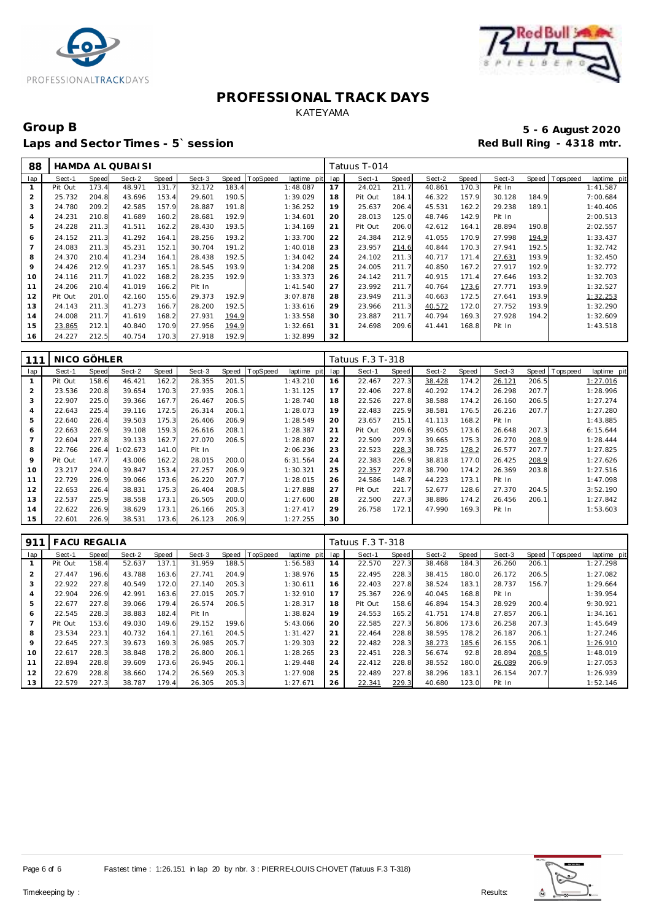# PROFESSIONAL TRACK DAYS

KATEYAMA

## Group B

**5 - 6 August 2020**

**Laps and Sector Times - 5` session**

**Red Bull Ring - 4318 mtr.**

| 88 | HAMDA AL QUBAISI | | | | | | | | Tatuus T-014 | | | | | | | | |
|---|---|---|---|---|---|---|---|---|---|---|---|---|---|---|---|---|---|
| lap | Sect-1 | Speed | Sect-2 | Speed | Sect-3 | Speed | TopSpeed | laptime pit | lap | Sect-1 | Speed | Sect-2 | Speed | Sect-3 | Speed | Topspeed | laptime pit |
| 1 | Pit Out | 173.4 | 48.971 | 131.7 | 32.172 | 183.4 | | 1:48.087 | 17 | 24.021 | 211.7 | 40.861 | 170.3 | Pit In | | | 1:41.587 |
| 2 | 25.732 | 204.8 | 43.696 | 153.4 | 29.601 | 190.5 | | 1:39.029 | 18 | Pit Out | 184.1 | 46.322 | 157.9 | 30.128 | 184.9 | | 7:00.684 |
| 3 | 24.780 | 209.2 | 42.585 | 157.9 | 28.887 | 191.8 | | 1:36.252 | 19 | 25.637 | 206.4 | 45.531 | 162.2 | 29.238 | 189.1 | | 1:40.406 |
| 4 | 24.231 | 210.8 | 41.689 | 160.2 | 28.681 | 192.9 | | 1:34.601 | 20 | 28.013 | 125.0 | 48.746 | 142.9 | Pit In | | | 2:00.513 |
| 5 | 24.228 | 211.3 | 41.511 | 162.2 | 28.430 | 193.5 | | 1:34.169 | 21 | Pit Out | 206.0 | 42.612 | 164.1 | 28.894 | 190.8 | | 2:02.557 |
| 6 | 24.152 | 211.3 | 41.292 | 164.1 | 28.256 | 193.2 | | 1:33.700 | 22 | 24.384 | 212.9 | 41.055 | 170.9 | 27.998 | 194.9 | | 1:33.437 |
| 7 | 24.083 | 211.3 | 45.231 | 152.1 | 30.704 | 191.2 | | 1:40.018 | 23 | 23.957 | 214.6 | 40.844 | 170.3 | 27.941 | 192.5 | | 1:32.742 |
| 8 | 24.370 | 210.4 | 41.234 | 164.1 | 28.438 | 192.5 | | 1:34.042 | 24 | 24.102 | 211.3 | 40.717 | 171.4 | 27.631 | 193.9 | | 1:32.450 |
| 9 | 24.426 | 212.9 | 41.237 | 165.1 | 28.545 | 193.9 | | 1:34.208 | 25 | 24.005 | 211.7 | 40.850 | 167.2 | 27.917 | 192.9 | | 1:32.772 |
| 10 | 24.116 | 211.7 | 41.022 | 168.2 | 28.235 | 192.9 | | 1:33.373 | 26 | 24.142 | 211.7 | 40.915 | 171.4 | 27.646 | 193.2 | | 1:32.703 |
| 11 | 24.206 | 210.4 | 41.019 | 166.2 | Pit In | | | 1:41.540 | 27 | 23.992 | 211.7 | 40.764 | 173.6 | 27.771 | 193.9 | | 1:32.527 |
| 12 | Pit Out | 201.0 | 42.160 | 155.6 | 29.373 | 192.9 | | 3:07.878 | 28 | 23.949 | 211.3 | 40.663 | 172.5 | 27.641 | 193.9 | | 1:32.253 |
| 13 | 24.143 | 211.3 | 41.273 | 166.7 | 28.200 | 192.5 | | 1:33.616 | 29 | 23.966 | 211.3 | 40.572 | 172.0 | 27.752 | 193.9 | | 1:32.290 |
| 14 | 24.008 | 211.7 | 41.619 | 168.2 | 27.931 | 194.9 | | 1:33.558 | 30 | 23.887 | 211.7 | 40.794 | 169.3 | 27.928 | 194.2 | | 1:32.609 |
| 15 | 23.865 | 212.1 | 40.840 | 170.9 | 27.956 | 194.9 | | 1:32.661 | 31 | 24.698 | 209.6 | 41.441 | 168.8 | Pit In | | | 1:43.518 |
| 16 | 24.227 | 212.5 | 40.754 | 170.3 | 27.918 | 192.9 | | 1:32.899 | 32 | | | | | | | | |

| 111 | NICO GÖHLER | | | | | | | | Tatuus F.3 T-318 | | | | | | | | |
|---|---|---|---|---|---|---|---|---|---|---|---|---|---|---|---|---|---|
| lap | Sect-1 | Speed | Sect-2 | Speed | Sect-3 | Speed | TopSpeed | laptime pit | lap | Sect-1 | Speed | Sect-2 | Speed | Sect-3 | Speed | Topspeed | laptime pit |
| 1 | Pit Out | 158.6 | 46.421 | 162.2 | 28.355 | 201.5 | | 1:43.210 | 16 | 22.467 | 227.3 | 38.428 | 174.2 | 26.121 | 206.5 | | 1:27.016 |
| 2 | 23.536 | 220.8 | 39.654 | 170.3 | 27.935 | 206.1 | | 1:31.125 | 17 | 22.406 | 227.8 | 40.292 | 174.2 | 26.298 | 207.7 | | 1:28.996 |
| 3 | 22.907 | 225.0 | 39.366 | 167.7 | 26.467 | 206.5 | | 1:28.740 | 18 | 22.526 | 227.8 | 38.588 | 174.2 | 26.160 | 206.5 | | 1:27.274 |
| 4 | 22.643 | 225.4 | 39.116 | 172.5 | 26.314 | 206.1 | | 1:28.073 | 19 | 22.483 | 225.9 | 38.581 | 176.5 | 26.216 | 207.7 | | 1:27.280 |
| 5 | 22.640 | 226.4 | 39.503 | 175.3 | 26.406 | 206.9 | | 1:28.549 | 20 | 23.657 | 215.1 | 41.113 | 168.2 | Pit In | | | 1:43.885 |
| 6 | 22.663 | 226.9 | 39.108 | 159.3 | 26.616 | 208.1 | | 1:28.387 | 21 | Pit Out | 209.6 | 39.605 | 173.6 | 26.648 | 207.3 | | 6:15.644 |
| 7 | 22.604 | 227.8 | 39.133 | 162.7 | 27.070 | 206.5 | | 1:28.807 | 22 | 22.509 | 227.3 | 39.665 | 175.3 | 26.270 | 208.9 | | 1:28.444 |
| 8 | 22.766 | 226.4 | 1:02.673 | 141.0 | Pit In | | | 2:06.236 | 23 | 22.523 | 228.3 | 38.725 | 178.2 | 26.577 | 207.7 | | 1:27.825 |
| 9 | Pit Out | 147.7 | 43.006 | 162.2 | 28.015 | 200.0 | | 6:31.564 | 24 | 22.383 | 226.9 | 38.818 | 177.0 | 26.425 | 208.9 | | 1:27.626 |
| 10 | 23.217 | 224.0 | 39.847 | 153.4 | 27.257 | 206.9 | | 1:30.321 | 25 | 22.357 | 227.8 | 38.790 | 174.2 | 26.369 | 203.8 | | 1:27.516 |
| 11 | 22.729 | 226.9 | 39.066 | 173.6 | 26.220 | 207.7 | | 1:28.015 | 26 | 24.586 | 148.7 | 44.223 | 173.1 | Pit In | | | 1:47.098 |
| 12 | 22.653 | 226.4 | 38.831 | 175.3 | 26.404 | 208.5 | | 1:27.888 | 27 | Pit Out | 221.7 | 52.677 | 128.6 | 27.370 | 204.5 | | 3:52.190 |
| 13 | 22.537 | 225.9 | 38.558 | 173.1 | 26.505 | 200.0 | | 1:27.600 | 28 | 22.500 | 227.3 | 38.886 | 174.2 | 26.456 | 206.1 | | 1:27.842 |
| 14 | 22.622 | 226.9 | 38.629 | 173.1 | 26.166 | 205.3 | | 1:27.417 | 29 | 26.758 | 172.1 | 47.990 | 169.3 | Pit In | | | 1:53.603 |
| 15 | 22.601 | 226.9 | 38.531 | 173.6 | 26.123 | 206.9 | | 1:27.255 | 30 | | | | | | | | |

| 911 | FACU REGALIA | | | | | | | | Tatuus F.3 T-318 | | | | | | | | |
|---|---|---|---|---|---|---|---|---|---|---|---|---|---|---|---|---|---|
| lap | Sect-1 | Speed | Sect-2 | Speed | Sect-3 | Speed | TopSpeed | laptime pit | lap | Sect-1 | Speed | Sect-2 | Speed | Sect-3 | Speed | Topspeed | laptime pit |
| 1 | Pit Out | 158.4 | 52.637 | 137.1 | 31.959 | 188.5 | | 1:56.583 | 14 | 22.570 | 227.3 | 38.468 | 184.3 | 26.260 | 206.1 | | 1:27.298 |
| 2 | 27.447 | 196.6 | 43.788 | 163.6 | 27.741 | 204.9 | | 1:38.976 | 15 | 22.495 | 228.3 | 38.415 | 180.0 | 26.172 | 206.5 | | 1:27.082 |
| 3 | 22.922 | 227.8 | 40.549 | 172.0 | 27.140 | 205.3 | | 1:30.611 | 16 | 22.403 | 227.8 | 38.524 | 183.1 | 28.737 | 156.7 | | 1:29.664 |
| 4 | 22.904 | 226.9 | 42.991 | 163.6 | 27.015 | 205.7 | | 1:32.910 | 17 | 25.367 | 226.9 | 40.045 | 168.8 | Pit In | | | 1:39.954 |
| 5 | 22.677 | 227.8 | 39.066 | 179.4 | 26.574 | 206.5 | | 1:28.317 | 18 | Pit Out | 158.6 | 46.894 | 154.3 | 28.929 | 200.4 | | 9:30.921 |
| 6 | 22.545 | 228.3 | 38.883 | 182.4 | Pit In | | | 1:38.824 | 19 | 24.553 | 165.2 | 41.751 | 174.8 | 27.857 | 206.1 | | 1:34.161 |
| 7 | Pit Out | 153.6 | 49.030 | 149.6 | 29.152 | 199.6 | | 5:43.066 | 20 | 22.585 | 227.3 | 56.806 | 173.6 | 26.258 | 207.3 | | 1:45.649 |
| 8 | 23.534 | 223.1 | 40.732 | 164.1 | 27.161 | 204.5 | | 1:31.427 | 21 | 22.464 | 228.8 | 38.595 | 178.2 | 26.187 | 206.1 | | 1:27.246 |
| 9 | 22.645 | 227.3 | 39.673 | 169.3 | 26.985 | 205.7 | | 1:29.303 | 22 | 22.482 | 228.3 | 38.273 | 185.6 | 26.155 | 206.1 | | 1:26.910 |
| 10 | 22.617 | 228.3 | 38.848 | 178.2 | 26.800 | 206.1 | | 1:28.265 | 23 | 22.451 | 228.3 | 56.674 | 92.8 | 28.894 | 208.5 | | 1:48.019 |
| 11 | 22.894 | 228.8 | 39.609 | 173.6 | 26.945 | 206.1 | | 1:29.448 | 24 | 22.412 | 228.8 | 38.552 | 180.0 | 26.089 | 206.9 | | 1:27.053 |
| 12 | 22.679 | 228.8 | 38.660 | 174.2 | 26.569 | 205.3 | | 1:27.908 | 25 | 22.489 | 227.8 | 38.296 | 183.1 | 26.154 | 207.7 | | 1:26.939 |
| 13 | 22.579 | 227.3 | 38.787 | 179.4 | 26.305 | 205.3 | | 1:27.671 | 26 | 22.341 | 229.3 | 40.680 | 123.0 | Pit In | | | 1:52.146 |

Fastest time : 1:26.151 in lap 20 by nbr. 3 : PIERRE-LOUIS CHOVET (Tatuus F.3 T-318)

Timekeeping by :

Results: